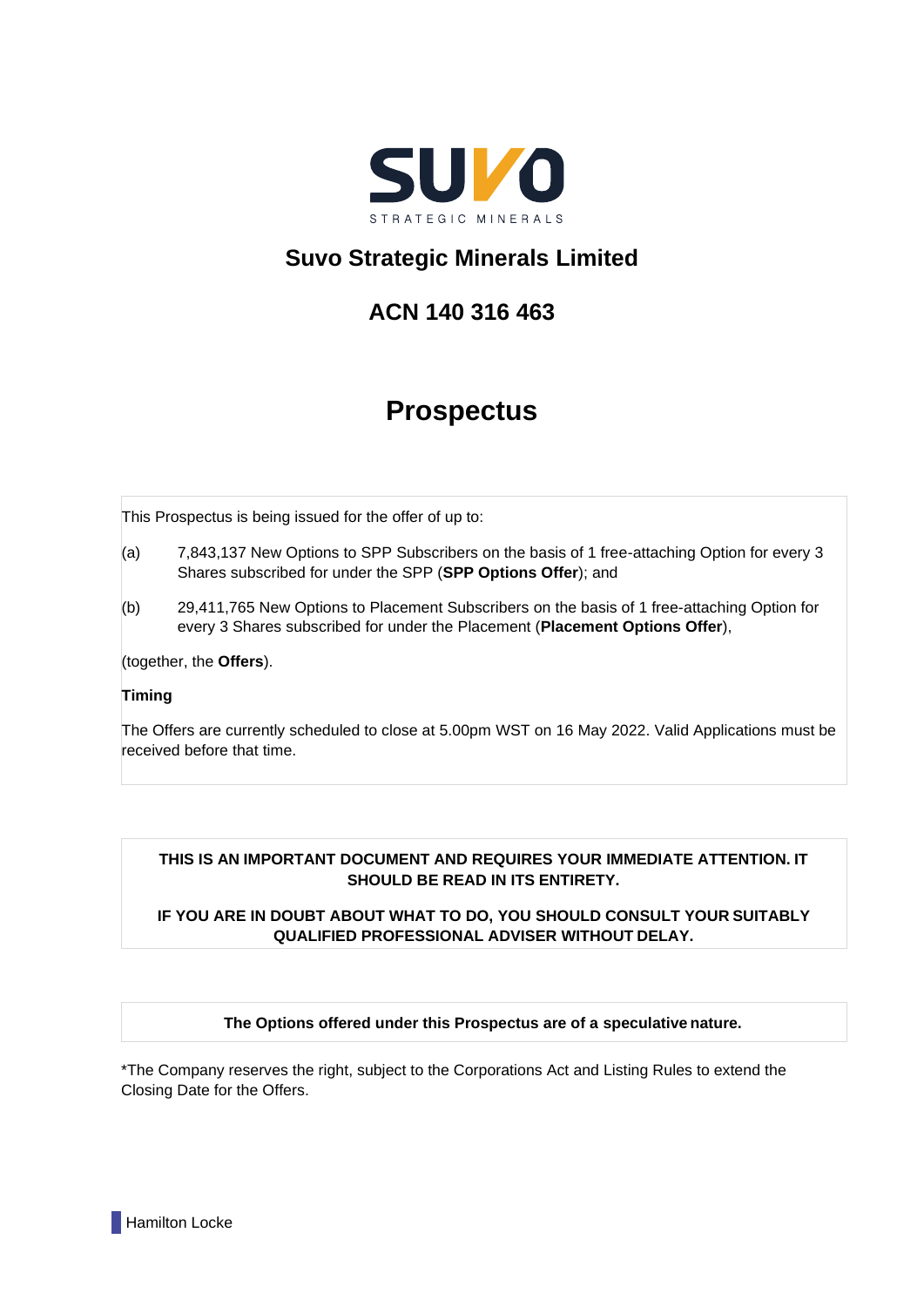SUVO

STRATEGIC MINERALS

## Suvo Strategic Minerals Limited

## ACN 140 316 463

# Prospectus

This Prospectus is being issued for the offer of up to:

(a) 7,843,137 New Options to SPP Subscribers on the basis of 1 free-attaching Option for every 3 Shares subscribed for under the SPP (**SPP Options Offer**); and

(b) 29,411,765 New Options to Placement Subscribers on the basis of 1 free-attaching Option for every 3 Shares subscribed for under the Placement (**Placement Options Offer**),

(together, the **Offers**).

**Timing**

The Offers are currently scheduled to close at 5.00pm WST on 16 May 2022. Valid Applications must be received before that time.

**THIS IS AN IMPORTANT DOCUMENT AND REQUIRES YOUR IMMEDIATE ATTENTION. IT SHOULD BE READ IN ITS ENTIRETY.**

**IF YOU ARE IN DOUBT ABOUT WHAT TO DO, YOU SHOULD CONSULT YOUR SUITABLY QUALIFIED PROFESSIONAL ADVISER WITHOUT DELAY.**

**The Options offered under this Prospectus are of a speculative nature.**

*The Company reserves the right, subject to the Corporations Act and Listing Rules to extend the Closing Date for the Offers.

Hamilton Locke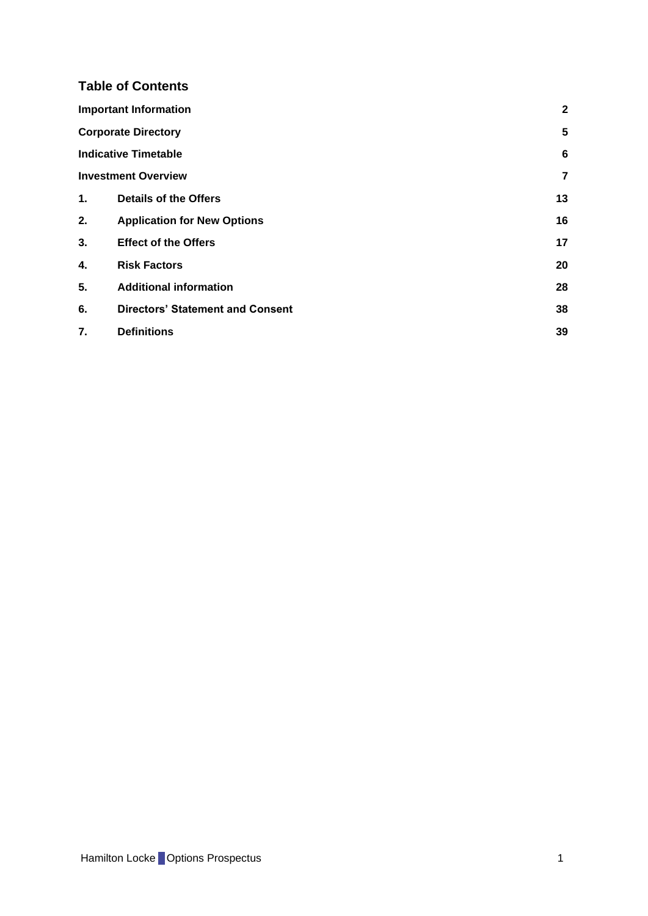## Table of Contents

| | | |
|---|---|---|
| **Important Information** | | **2** |
| **Corporate Directory** | | **5** |
| **Indicative Timetable** | | **6** |
| **Investment Overview** | | **7** |
| **1.** | **Details of the Offers** | **13** |
| **2.** | **Application for New Options** | **16** |
| **3.** | **Effect of the Offers** | **17** |
| **4.** | **Risk Factors** | **20** |
| **5.** | **Additional information** | **28** |
| **6.** | **Directors' Statement and Consent** | **38** |
| **7.** | **Definitions** | **39** |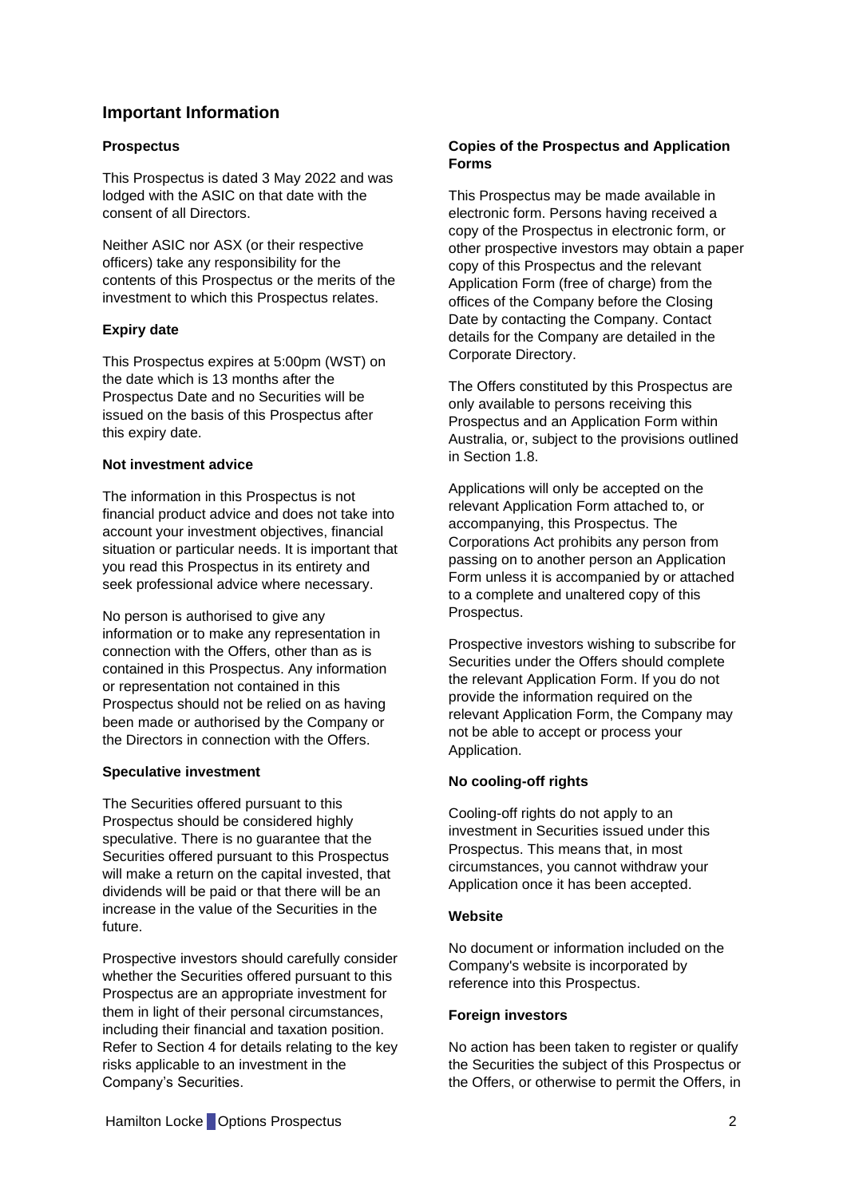## Important Information

### Prospectus

This Prospectus is dated 3 May 2022 and was lodged with the ASIC on that date with the consent of all Directors.

Neither ASIC nor ASX (or their respective officers) take any responsibility for the contents of this Prospectus or the merits of the investment to which this Prospectus relates.

### Expiry date

This Prospectus expires at 5:00pm (WST) on the date which is 13 months after the Prospectus Date and no Securities will be issued on the basis of this Prospectus after this expiry date.

### Not investment advice

The information in this Prospectus is not financial product advice and does not take into account your investment objectives, financial situation or particular needs. It is important that you read this Prospectus in its entirety and seek professional advice where necessary.

No person is authorised to give any information or to make any representation in connection with the Offers, other than as is contained in this Prospectus. Any information or representation not contained in this Prospectus should not be relied on as having been made or authorised by the Company or the Directors in connection with the Offers.

### Speculative investment

The Securities offered pursuant to this Prospectus should be considered highly speculative. There is no guarantee that the Securities offered pursuant to this Prospectus will make a return on the capital invested, that dividends will be paid or that there will be an increase in the value of the Securities in the future.

Prospective investors should carefully consider whether the Securities offered pursuant to this Prospectus are an appropriate investment for them in light of their personal circumstances, including their financial and taxation position. Refer to Section 4 for details relating to the key risks applicable to an investment in the Company's Securities.

### Copies of the Prospectus and Application Forms

This Prospectus may be made available in electronic form. Persons having received a copy of the Prospectus in electronic form, or other prospective investors may obtain a paper copy of this Prospectus and the relevant Application Form (free of charge) from the offices of the Company before the Closing Date by contacting the Company. Contact details for the Company are detailed in the Corporate Directory.

The Offers constituted by this Prospectus are only available to persons receiving this Prospectus and an Application Form within Australia, or, subject to the provisions outlined in Section 1.8.

Applications will only be accepted on the relevant Application Form attached to, or accompanying, this Prospectus. The Corporations Act prohibits any person from passing on to another person an Application Form unless it is accompanied by or attached to a complete and unaltered copy of this Prospectus.

Prospective investors wishing to subscribe for Securities under the Offers should complete the relevant Application Form. If you do not provide the information required on the relevant Application Form, the Company may not be able to accept or process your Application.

### No cooling-off rights

Cooling-off rights do not apply to an investment in Securities issued under this Prospectus. This means that, in most circumstances, you cannot withdraw your Application once it has been accepted.

### Website

No document or information included on the Company's website is incorporated by reference into this Prospectus.

### Foreign investors

No action has been taken to register or qualify the Securities the subject of this Prospectus or the Offers, or otherwise to permit the Offers, in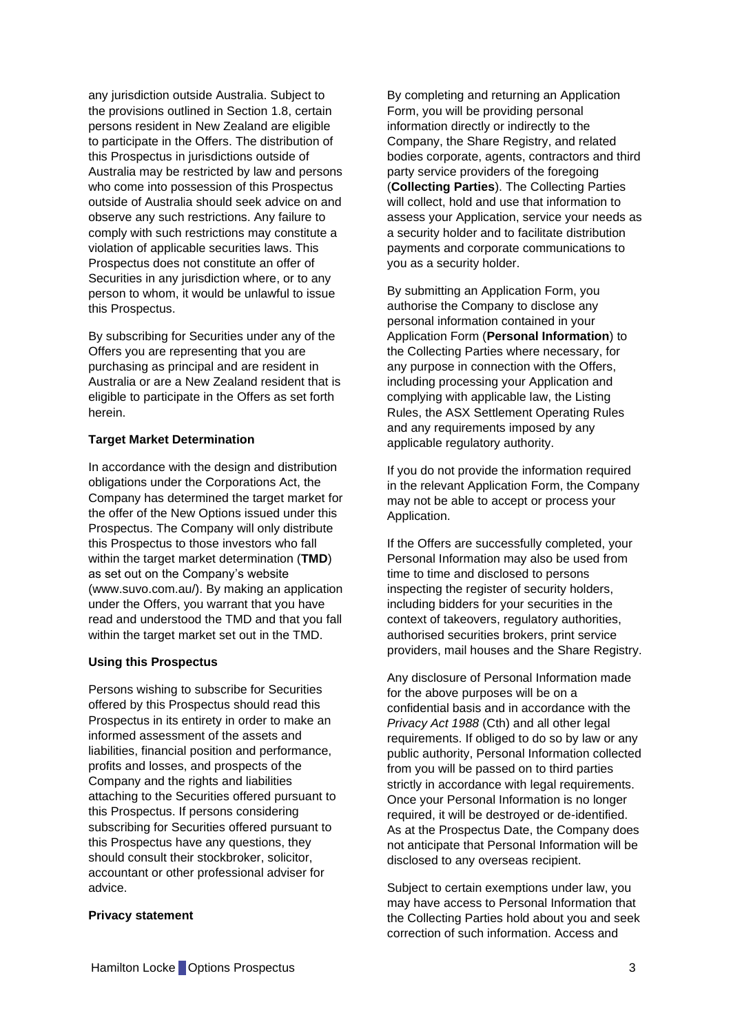any jurisdiction outside Australia. Subject to the provisions outlined in Section 1.8, certain persons resident in New Zealand are eligible to participate in the Offers. The distribution of this Prospectus in jurisdictions outside of Australia may be restricted by law and persons who come into possession of this Prospectus outside of Australia should seek advice on and observe any such restrictions. Any failure to comply with such restrictions may constitute a violation of applicable securities laws. This Prospectus does not constitute an offer of Securities in any jurisdiction where, or to any person to whom, it would be unlawful to issue this Prospectus.

By subscribing for Securities under any of the Offers you are representing that you are purchasing as principal and are resident in Australia or are a New Zealand resident that is eligible to participate in the Offers as set forth herein.

**Target Market Determination**

In accordance with the design and distribution obligations under the Corporations Act, the Company has determined the target market for the offer of the New Options issued under this Prospectus. The Company will only distribute this Prospectus to those investors who fall within the target market determination (**TMD**) as set out on the Company's website (www.suvo.com.au/). By making an application under the Offers, you warrant that you have read and understood the TMD and that you fall within the target market set out in the TMD.

**Using this Prospectus**

Persons wishing to subscribe for Securities offered by this Prospectus should read this Prospectus in its entirety in order to make an informed assessment of the assets and liabilities, financial position and performance, profits and losses, and prospects of the Company and the rights and liabilities attaching to the Securities offered pursuant to this Prospectus. If persons considering subscribing for Securities offered pursuant to this Prospectus have any questions, they should consult their stockbroker, solicitor, accountant or other professional adviser for advice.

**Privacy statement**

By completing and returning an Application Form, you will be providing personal information directly or indirectly to the Company, the Share Registry, and related bodies corporate, agents, contractors and third party service providers of the foregoing (**Collecting Parties**). The Collecting Parties will collect, hold and use that information to assess your Application, service your needs as a security holder and to facilitate distribution payments and corporate communications to you as a security holder.

By submitting an Application Form, you authorise the Company to disclose any personal information contained in your Application Form (**Personal Information**) to the Collecting Parties where necessary, for any purpose in connection with the Offers, including processing your Application and complying with applicable law, the Listing Rules, the ASX Settlement Operating Rules and any requirements imposed by any applicable regulatory authority.

If you do not provide the information required in the relevant Application Form, the Company may not be able to accept or process your Application.

If the Offers are successfully completed, your Personal Information may also be used from time to time and disclosed to persons inspecting the register of security holders, including bidders for your securities in the context of takeovers, regulatory authorities, authorised securities brokers, print service providers, mail houses and the Share Registry.

Any disclosure of Personal Information made for the above purposes will be on a confidential basis and in accordance with the *Privacy Act 1988* (Cth) and all other legal requirements. If obliged to do so by law or any public authority, Personal Information collected from you will be passed on to third parties strictly in accordance with legal requirements. Once your Personal Information is no longer required, it will be destroyed or de-identified. As at the Prospectus Date, the Company does not anticipate that Personal Information will be disclosed to any overseas recipient.

Subject to certain exemptions under law, you may have access to Personal Information that the Collecting Parties hold about you and seek correction of such information. Access and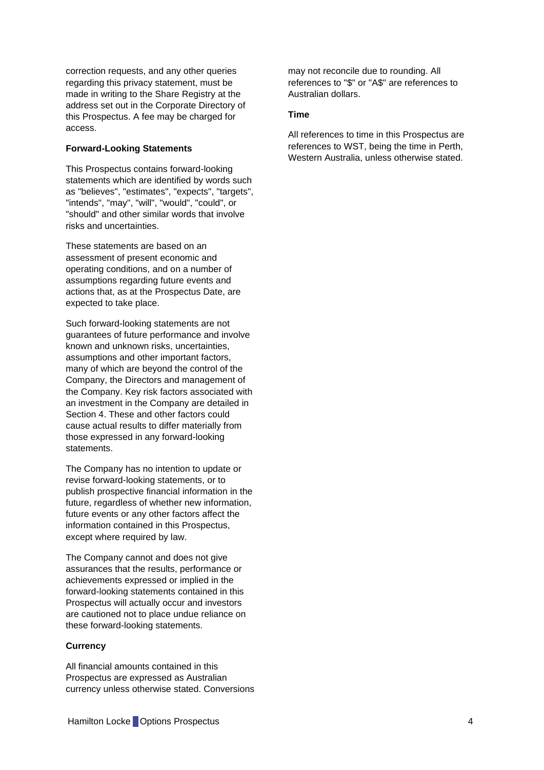correction requests, and any other queries regarding this privacy statement, must be made in writing to the Share Registry at the address set out in the Corporate Directory of this Prospectus. A fee may be charged for access.

**Forward-Looking Statements**

This Prospectus contains forward-looking statements which are identified by words such as "believes", "estimates", "expects", "targets", "intends", "may", "will", "would", "could", or "should" and other similar words that involve risks and uncertainties.

These statements are based on an assessment of present economic and operating conditions, and on a number of assumptions regarding future events and actions that, as at the Prospectus Date, are expected to take place.

Such forward-looking statements are not guarantees of future performance and involve known and unknown risks, uncertainties, assumptions and other important factors, many of which are beyond the control of the Company, the Directors and management of the Company. Key risk factors associated with an investment in the Company are detailed in Section 4. These and other factors could cause actual results to differ materially from those expressed in any forward-looking statements.

The Company has no intention to update or revise forward-looking statements, or to publish prospective financial information in the future, regardless of whether new information, future events or any other factors affect the information contained in this Prospectus, except where required by law.

The Company cannot and does not give assurances that the results, performance or achievements expressed or implied in the forward-looking statements contained in this Prospectus will actually occur and investors are cautioned not to place undue reliance on these forward-looking statements.

**Currency**

All financial amounts contained in this Prospectus are expressed as Australian currency unless otherwise stated. Conversions may not reconcile due to rounding. All references to "$" or "A$" are references to Australian dollars.

**Time**

All references to time in this Prospectus are references to WST, being the time in Perth, Western Australia, unless otherwise stated.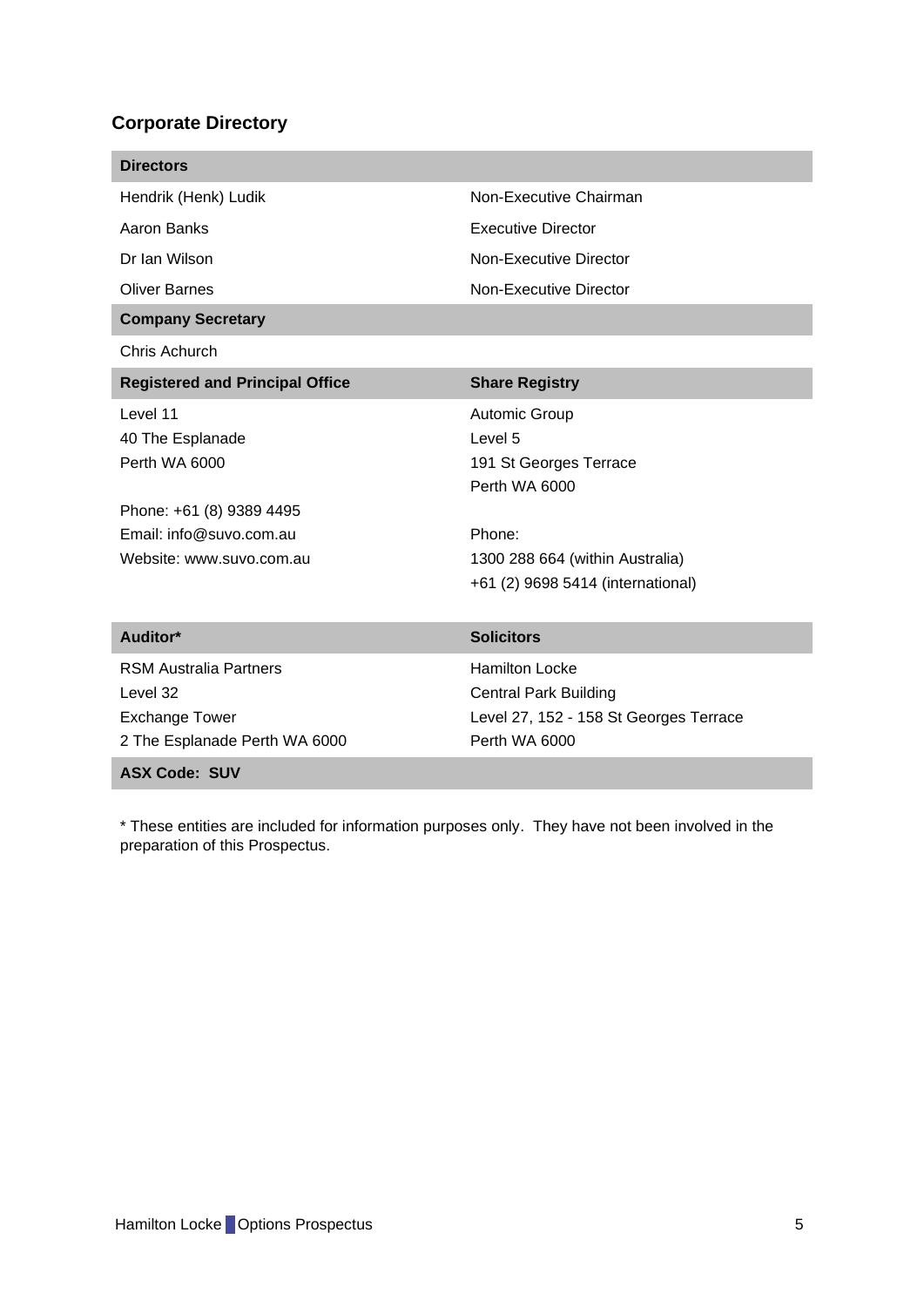## Corporate Directory

| **Directors** | |
|---|---|
| Hendrik (Henk) Ludik | Non-Executive Chairman |
| Aaron Banks | Executive Director |
| Dr Ian Wilson | Non-Executive Director |
| Oliver Barnes | Non-Executive Director |

**Company Secretary**

Chris Achurch

**Registered and Principal Office**

Level 11
40 The Esplanade
Perth WA 6000

Phone: +61 (8) 9389 4495
Email: info@suvo.com.au
Website: www.suvo.com.au

**Share Registry**

Automic Group
Level 5
191 St Georges Terrace
Perth WA 6000

Phone:
1300 288 664 (within Australia)
+61 (2) 9698 5414 (international)

**Auditor***

RSM Australia Partners
Level 32
Exchange Tower
2 The Esplanade Perth WA 6000

**Solicitors**

Hamilton Locke
Central Park Building
Level 27, 152 - 158 St Georges Terrace
Perth WA 6000

**ASX Code: SUV**

* These entities are included for information purposes only. They have not been involved in the preparation of this Prospectus.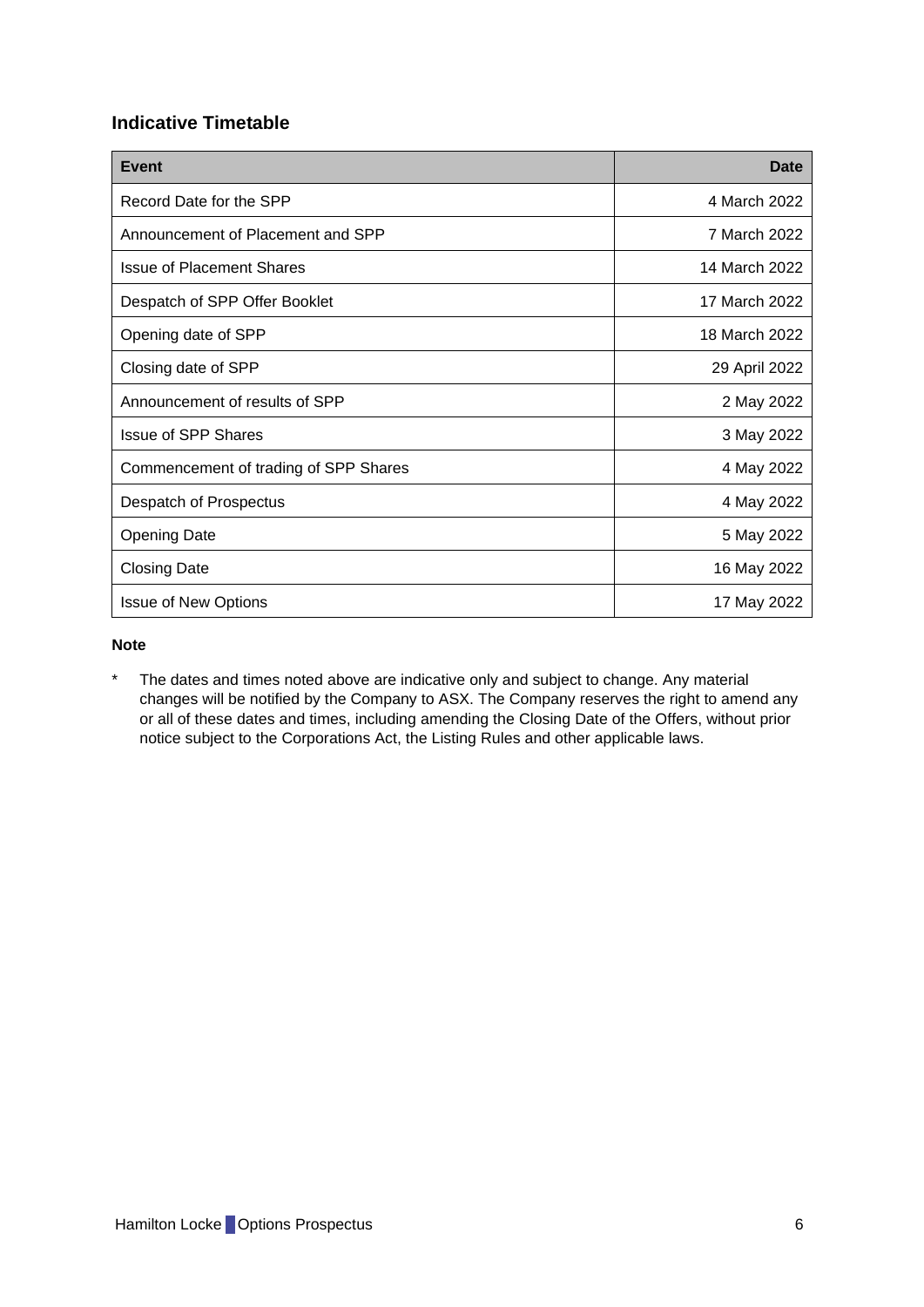## Indicative Timetable

| Event | Date |
|---|---:|
| Record Date for the SPP | 4 March 2022 |
| Announcement of Placement and SPP | 7 March 2022 |
| Issue of Placement Shares | 14 March 2022 |
| Despatch of SPP Offer Booklet | 17 March 2022 |
| Opening date of SPP | 18 March 2022 |
| Closing date of SPP | 29 April 2022 |
| Announcement of results of SPP | 2 May 2022 |
| Issue of SPP Shares | 3 May 2022 |
| Commencement of trading of SPP Shares | 4 May 2022 |
| Despatch of Prospectus | 4 May 2022 |
| Opening Date | 5 May 2022 |
| Closing Date | 16 May 2022 |
| Issue of New Options | 17 May 2022 |

**Note**

\* The dates and times noted above are indicative only and subject to change. Any material changes will be notified by the Company to ASX. The Company reserves the right to amend any or all of these dates and times, including amending the Closing Date of the Offers, without prior notice subject to the Corporations Act, the Listing Rules and other applicable laws.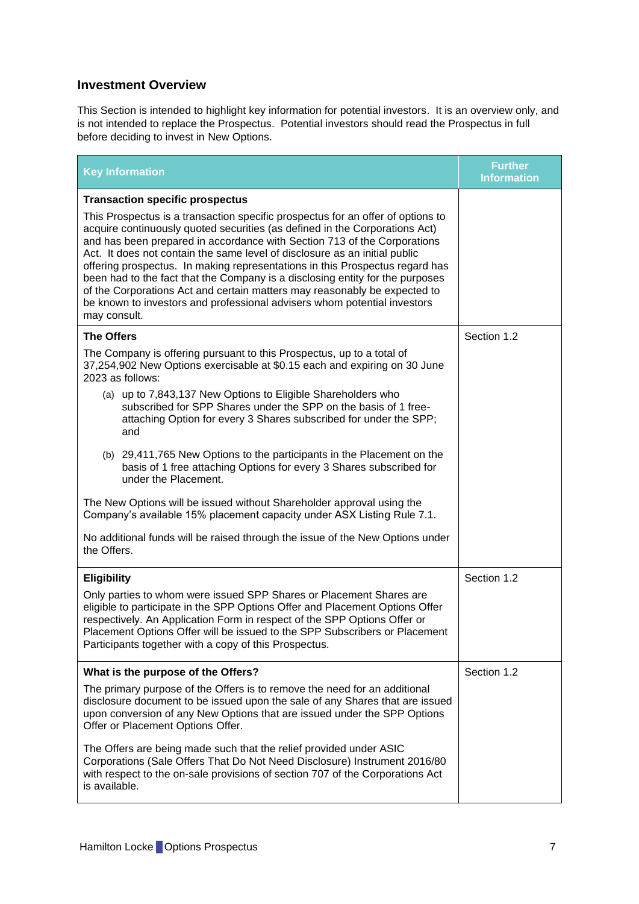## Investment Overview

This Section is intended to highlight key information for potential investors. It is an overview only, and is not intended to replace the Prospectus. Potential investors should read the Prospectus in full before deciding to invest in New Options.

| Key Information | Further Information |
|---|---|
| **Transaction specific prospectus**<br><br>This Prospectus is a transaction specific prospectus for an offer of options to acquire continuously quoted securities (as defined in the Corporations Act) and has been prepared in accordance with Section 713 of the Corporations Act. It does not contain the same level of disclosure as an initial public offering prospectus. In making representations in this Prospectus regard has been had to the fact that the Company is a disclosing entity for the purposes of the Corporations Act and certain matters may reasonably be expected to be known to investors and professional advisers whom potential investors may consult. | |
| **The Offers**<br><br>The Company is offering pursuant to this Prospectus, up to a total of 37,254,902 New Options exercisable at $0.15 each and expiring on 30 June 2023 as follows:<br><br>(a) up to 7,843,137 New Options to Eligible Shareholders who subscribed for SPP Shares under the SPP on the basis of 1 free-attaching Option for every 3 Shares subscribed for under the SPP; and<br><br>(b) 29,411,765 New Options to the participants in the Placement on the basis of 1 free attaching Options for every 3 Shares subscribed for under the Placement.<br><br>The New Options will be issued without Shareholder approval using the Company's available 15% placement capacity under ASX Listing Rule 7.1.<br><br>No additional funds will be raised through the issue of the New Options under the Offers. | Section 1.2 |
| **Eligibility**<br><br>Only parties to whom were issued SPP Shares or Placement Shares are eligible to participate in the SPP Options Offer and Placement Options Offer respectively. An Application Form in respect of the SPP Options Offer or Placement Options Offer will be issued to the SPP Subscribers or Placement Participants together with a copy of this Prospectus. | Section 1.2 |
| **What is the purpose of the Offers?**<br><br>The primary purpose of the Offers is to remove the need for an additional disclosure document to be issued upon the sale of any Shares that are issued upon conversion of any New Options that are issued under the SPP Options Offer or Placement Options Offer.<br><br>The Offers are being made such that the relief provided under ASIC Corporations (Sale Offers That Do Not Need Disclosure) Instrument 2016/80 with respect to the on-sale provisions of section 707 of the Corporations Act is available. | Section 1.2 |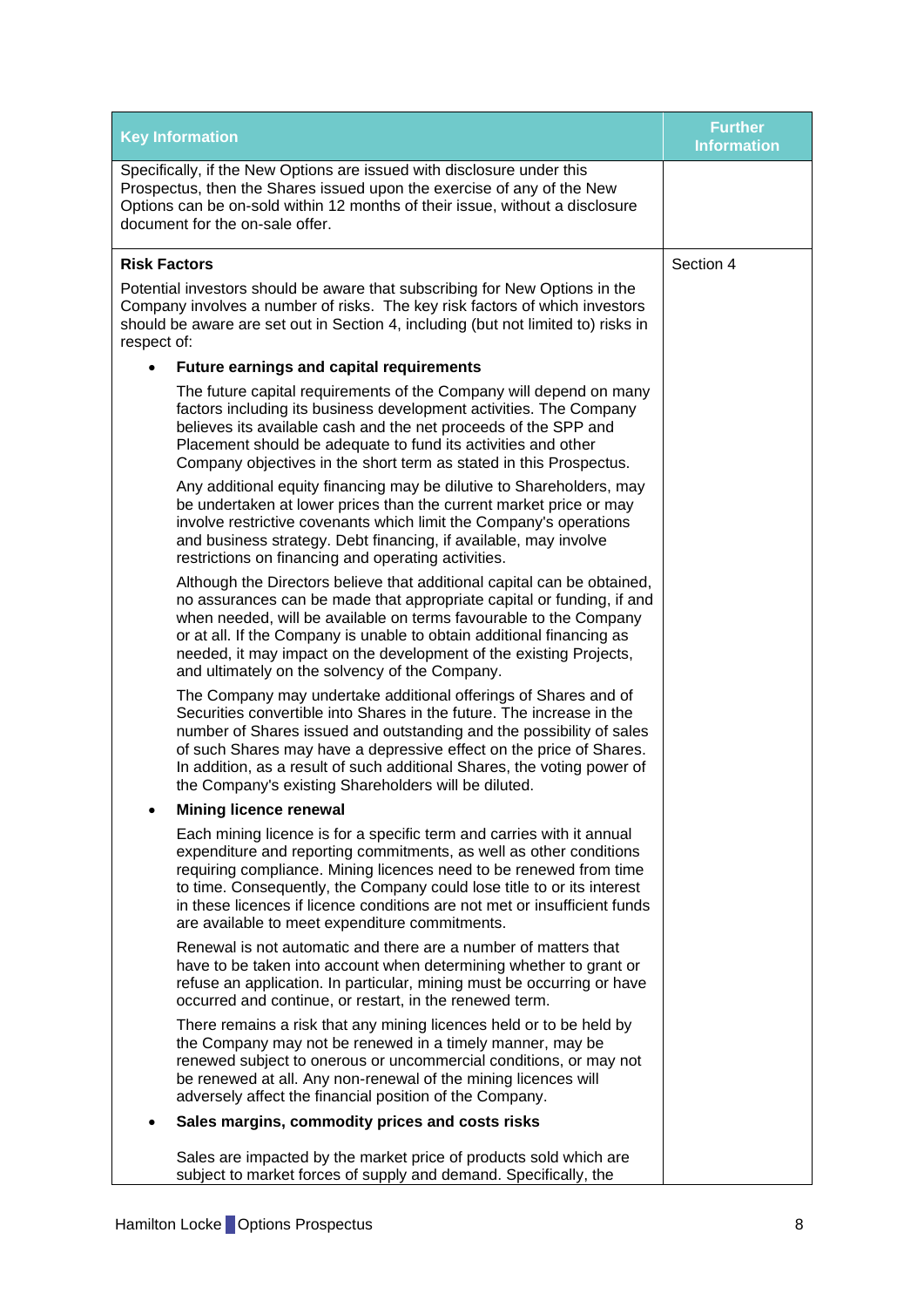| Key Information | Further Information |
| --- | --- |
| Specifically, if the New Options are issued with disclosure under this Prospectus, then the Shares issued upon the exercise of any of the New Options can be on-sold within 12 months of their issue, without a disclosure document for the on-sale offer. | |
| **Risk Factors**<br><br>Potential investors should be aware that subscribing for New Options in the Company involves a number of risks. The key risk factors of which investors should be aware are set out in Section 4, including (but not limited to) risks in respect of:<br><br>• **Future earnings and capital requirements**<br><br>The future capital requirements of the Company will depend on many factors including its business development activities. The Company believes its available cash and the net proceeds of the SPP and Placement should be adequate to fund its activities and other Company objectives in the short term as stated in this Prospectus.<br><br>Any additional equity financing may be dilutive to Shareholders, may be undertaken at lower prices than the current market price or may involve restrictive covenants which limit the Company's operations and business strategy. Debt financing, if available, may involve restrictions on financing and operating activities.<br><br>Although the Directors believe that additional capital can be obtained, no assurances can be made that appropriate capital or funding, if and when needed, will be available on terms favourable to the Company or at all. If the Company is unable to obtain additional financing as needed, it may impact on the development of the existing Projects, and ultimately on the solvency of the Company.<br><br>The Company may undertake additional offerings of Shares and of Securities convertible into Shares in the future. The increase in the number of Shares issued and outstanding and the possibility of sales of such Shares may have a depressive effect on the price of Shares. In addition, as a result of such additional Shares, the voting power of the Company's existing Shareholders will be diluted.<br><br>• **Mining licence renewal**<br><br>Each mining licence is for a specific term and carries with it annual expenditure and reporting commitments, as well as other conditions requiring compliance. Mining licences need to be renewed from time to time. Consequently, the Company could lose title to or its interest in these licences if licence conditions are not met or insufficient funds are available to meet expenditure commitments.<br><br>Renewal is not automatic and there are a number of matters that have to be taken into account when determining whether to grant or refuse an application. In particular, mining must be occurring or have occurred and continue, or restart, in the renewed term.<br><br>There remains a risk that any mining licences held or to be held by the Company may not be renewed in a timely manner, may be renewed subject to onerous or uncommercial conditions, or may not be renewed at all. Any non-renewal of the mining licences will adversely affect the financial position of the Company.<br><br>• **Sales margins, commodity prices and costs risks**<br><br>Sales are impacted by the market price of products sold which are subject to market forces of supply and demand. Specifically, the | Section 4 |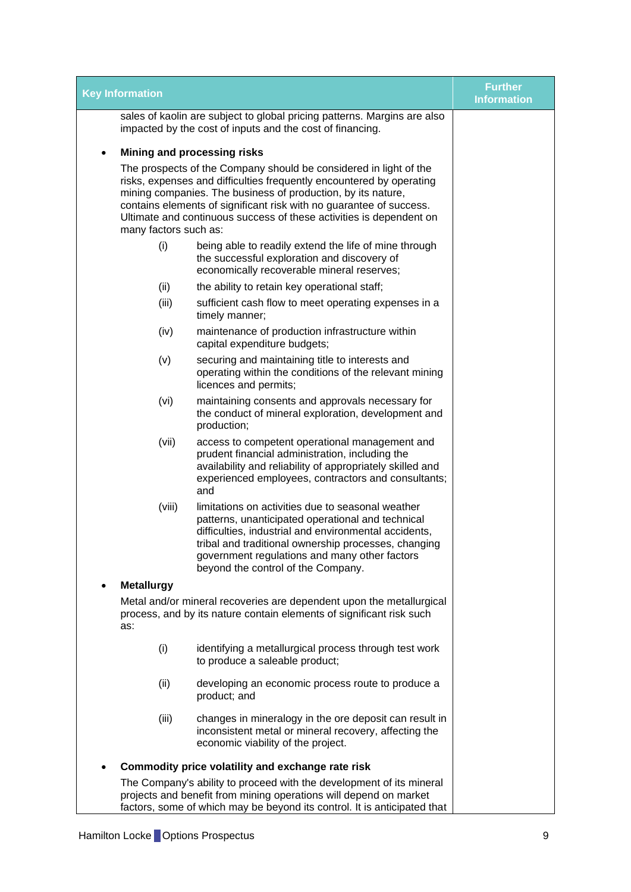| Key Information | Further Information |
|---|---|
| sales of kaolin are subject to global pricing patterns. Margins are also impacted by the cost of inputs and the cost of financing.<br><br>• **Mining and processing risks**<br>The prospects of the Company should be considered in light of the risks, expenses and difficulties frequently encountered by operating mining companies. The business of production, by its nature, contains elements of significant risk with no guarantee of success. Ultimate and continuous success of these activities is dependent on many factors such as:<br>(i) being able to readily extend the life of mine through the successful exploration and discovery of economically recoverable mineral reserves;<br>(ii) the ability to retain key operational staff;<br>(iii) sufficient cash flow to meet operating expenses in a timely manner;<br>(iv) maintenance of production infrastructure within capital expenditure budgets;<br>(v) securing and maintaining title to interests and operating within the conditions of the relevant mining licences and permits;<br>(vi) maintaining consents and approvals necessary for the conduct of mineral exploration, development and production;<br>(vii) access to competent operational management and prudent financial administration, including the availability and reliability of appropriately skilled and experienced employees, contractors and consultants; and<br>(viii) limitations on activities due to seasonal weather patterns, unanticipated operational and technical difficulties, industrial and environmental accidents, tribal and traditional ownership processes, changing government regulations and many other factors beyond the control of the Company.<br><br>• **Metallurgy**<br>Metal and/or mineral recoveries are dependent upon the metallurgical process, and by its nature contain elements of significant risk such as:<br>(i) identifying a metallurgical process through test work to produce a saleable product;<br>(ii) developing an economic process route to produce a product; and<br>(iii) changes in mineralogy in the ore deposit can result in inconsistent metal or mineral recovery, affecting the economic viability of the project.<br><br>• **Commodity price volatility and exchange rate risk**<br>The Company's ability to proceed with the development of its mineral projects and benefit from mining operations will depend on market factors, some of which may be beyond its control. It is anticipated that | |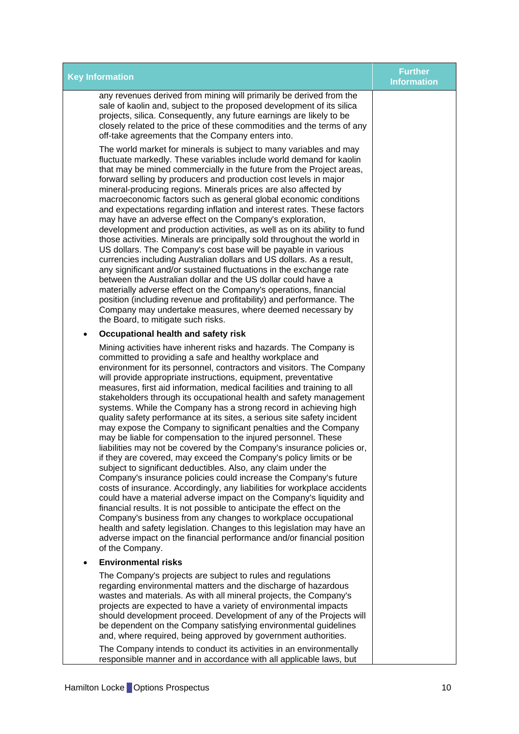| Key Information | Further Information |
| --- | --- |
| any revenues derived from mining will primarily be derived from the sale of kaolin and, subject to the proposed development of its silica projects, silica. Consequently, any future earnings are likely to be closely related to the price of these commodities and the terms of any off-take agreements that the Company enters into.<br><br>The world market for minerals is subject to many variables and may fluctuate markedly. These variables include world demand for kaolin that may be mined commercially in the future from the Project areas, forward selling by producers and production cost levels in major mineral-producing regions. Minerals prices are also affected by macroeconomic factors such as general global economic conditions and expectations regarding inflation and interest rates. These factors may have an adverse effect on the Company's exploration, development and production activities, as well as on its ability to fund those activities. Minerals are principally sold throughout the world in US dollars. The Company's cost base will be payable in various currencies including Australian dollars and US dollars. As a result, any significant and/or sustained fluctuations in the exchange rate between the Australian dollar and the US dollar could have a materially adverse effect on the Company's operations, financial position (including revenue and profitability) and performance. The Company may undertake measures, where deemed necessary by the Board, to mitigate such risks.<br><br>• **Occupational health and safety risk**<br><br>Mining activities have inherent risks and hazards. The Company is committed to providing a safe and healthy workplace and environment for its personnel, contractors and visitors. The Company will provide appropriate instructions, equipment, preventative measures, first aid information, medical facilities and training to all stakeholders through its occupational health and safety management systems. While the Company has a strong record in achieving high quality safety performance at its sites, a serious site safety incident may expose the Company to significant penalties and the Company may be liable for compensation to the injured personnel. These liabilities may not be covered by the Company's insurance policies or, if they are covered, may exceed the Company's policy limits or be subject to significant deductibles. Also, any claim under the Company's insurance policies could increase the Company's future costs of insurance. Accordingly, any liabilities for workplace accidents could have a material adverse impact on the Company's liquidity and financial results. It is not possible to anticipate the effect on the Company's business from any changes to workplace occupational health and safety legislation. Changes to this legislation may have an adverse impact on the financial performance and/or financial position of the Company.<br><br>• **Environmental risks**<br><br>The Company's projects are subject to rules and regulations regarding environmental matters and the discharge of hazardous wastes and materials. As with all mineral projects, the Company's projects are expected to have a variety of environmental impacts should development proceed. Development of any of the Projects will be dependent on the Company satisfying environmental guidelines and, where required, being approved by government authorities.<br><br>The Company intends to conduct its activities in an environmentally responsible manner and in accordance with all applicable laws, but | |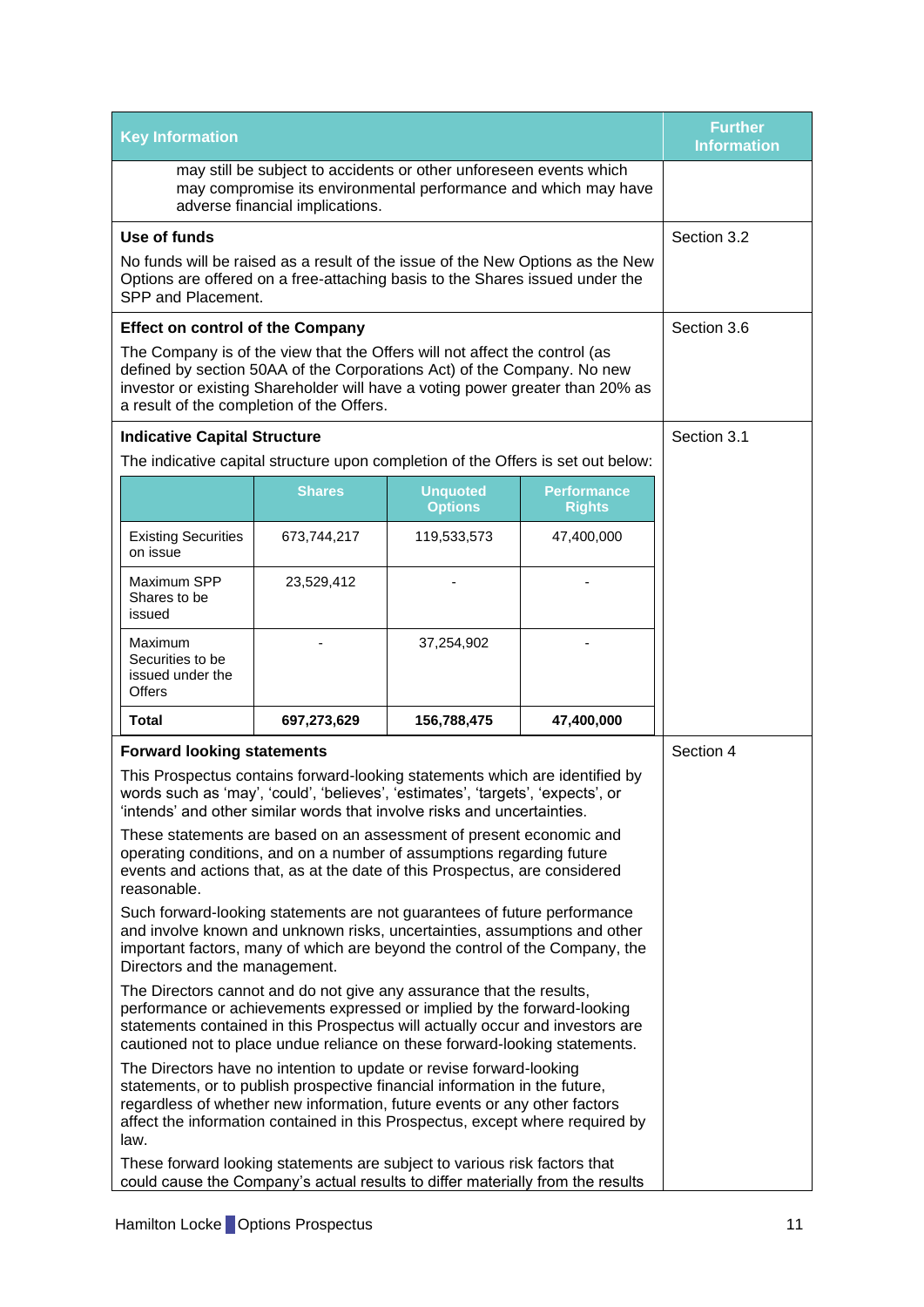| Key Information | Further Information |
|---|---|
| may still be subject to accidents or other unforeseen events which may compromise its environmental performance and which may have adverse financial implications. | |
| **Use of funds**<br><br>No funds will be raised as a result of the issue of the New Options as the New Options are offered on a free-attaching basis to the Shares issued under the SPP and Placement. | Section 3.2 |
| **Effect on control of the Company**<br><br>The Company is of the view that the Offers will not affect the control (as defined by section 50AA of the Corporations Act) of the Company. No new investor or existing Shareholder will have a voting power greater than 20% as a result of the completion of the Offers. | Section 3.6 |
| **Indicative Capital Structure**<br><br>The indicative capital structure upon completion of the Offers is set out below: | Section 3.1 |

| | Shares | Unquoted Options | Performance Rights |
|---|---|---|---|
| Existing Securities on issue | 673,744,217 | 119,533,573 | 47,400,000 |
| Maximum SPP Shares to be issued | 23,529,412 | - | - |
| Maximum Securities to be issued under the Offers | - | 37,254,902 | - |
| **Total** | **697,273,629** | **156,788,475** | **47,400,000** |

| Key Information | Further Information |
|---|---|
| **Forward looking statements**<br><br>This Prospectus contains forward-looking statements which are identified by words such as 'may', 'could', 'believes', 'estimates', 'targets', 'expects', or 'intends' and other similar words that involve risks and uncertainties.<br><br>These statements are based on an assessment of present economic and operating conditions, and on a number of assumptions regarding future events and actions that, as at the date of this Prospectus, are considered reasonable.<br><br>Such forward-looking statements are not guarantees of future performance and involve known and unknown risks, uncertainties, assumptions and other important factors, many of which are beyond the control of the Company, the Directors and the management.<br><br>The Directors cannot and do not give any assurance that the results, performance or achievements expressed or implied by the forward-looking statements contained in this Prospectus will actually occur and investors are cautioned not to place undue reliance on these forward-looking statements.<br><br>The Directors have no intention to update or revise forward-looking statements, or to publish prospective financial information in the future, regardless of whether new information, future events or any other factors affect the information contained in this Prospectus, except where required by law.<br><br>These forward looking statements are subject to various risk factors that could cause the Company's actual results to differ materially from the results | Section 4 |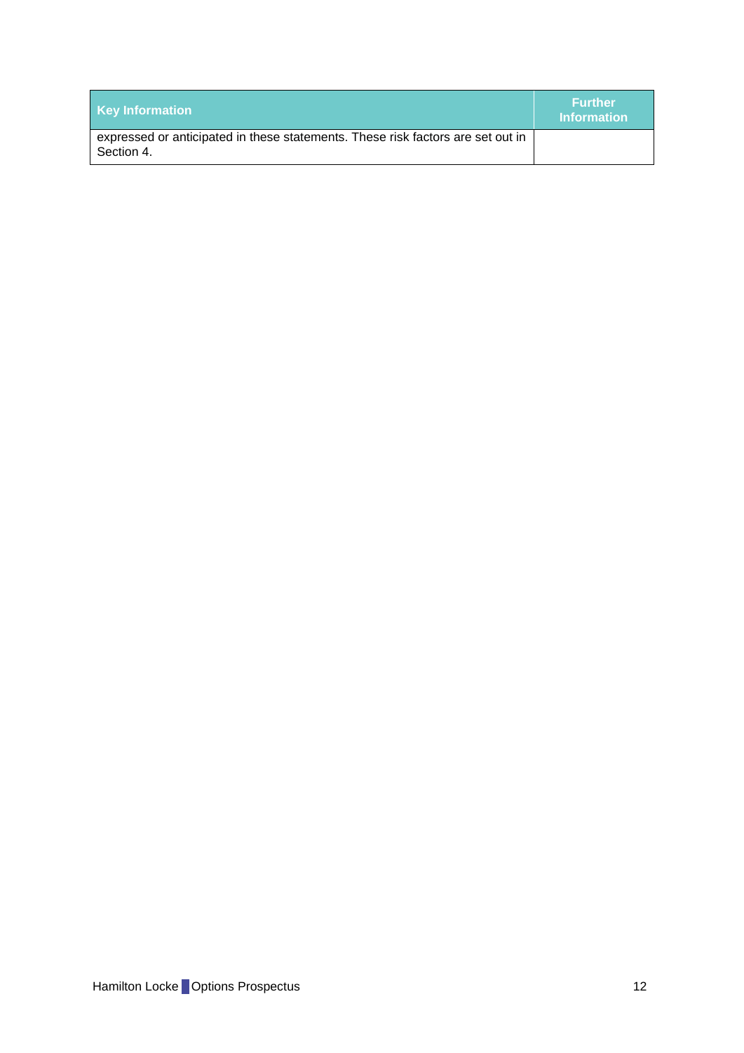| Key Information | Further Information |
|---|---|
| expressed or anticipated in these statements. These risk factors are set out in Section 4. | |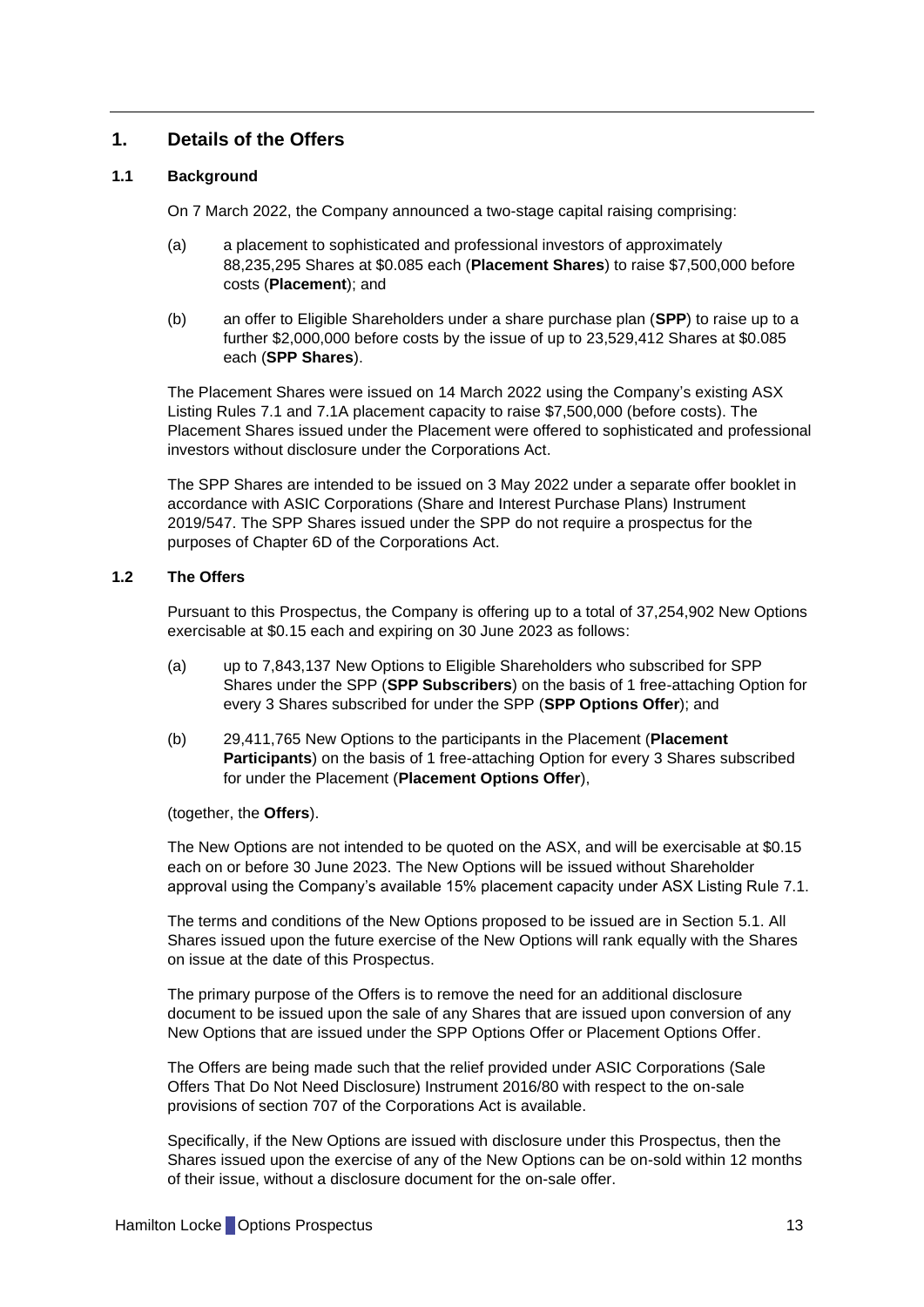## 1. Details of the Offers

### 1.1 Background

On 7 March 2022, the Company announced a two-stage capital raising comprising:

(a) a placement to sophisticated and professional investors of approximately 88,235,295 Shares at $0.085 each (**Placement Shares**) to raise $7,500,000 before costs (**Placement**); and

(b) an offer to Eligible Shareholders under a share purchase plan (**SPP**) to raise up to a further $2,000,000 before costs by the issue of up to 23,529,412 Shares at $0.085 each (**SPP Shares**).

The Placement Shares were issued on 14 March 2022 using the Company's existing ASX Listing Rules 7.1 and 7.1A placement capacity to raise $7,500,000 (before costs). The Placement Shares issued under the Placement were offered to sophisticated and professional investors without disclosure under the Corporations Act.

The SPP Shares are intended to be issued on 3 May 2022 under a separate offer booklet in accordance with ASIC Corporations (Share and Interest Purchase Plans) Instrument 2019/547. The SPP Shares issued under the SPP do not require a prospectus for the purposes of Chapter 6D of the Corporations Act.

### 1.2 The Offers

Pursuant to this Prospectus, the Company is offering up to a total of 37,254,902 New Options exercisable at $0.15 each and expiring on 30 June 2023 as follows:

(a) up to 7,843,137 New Options to Eligible Shareholders who subscribed for SPP Shares under the SPP (**SPP Subscribers**) on the basis of 1 free-attaching Option for every 3 Shares subscribed for under the SPP (**SPP Options Offer**); and

(b) 29,411,765 New Options to the participants in the Placement (**Placement Participants**) on the basis of 1 free-attaching Option for every 3 Shares subscribed for under the Placement (**Placement Options Offer**),

(together, the **Offers**).

The New Options are not intended to be quoted on the ASX, and will be exercisable at $0.15 each on or before 30 June 2023. The New Options will be issued without Shareholder approval using the Company's available 15% placement capacity under ASX Listing Rule 7.1.

The terms and conditions of the New Options proposed to be issued are in Section 5.1. All Shares issued upon the future exercise of the New Options will rank equally with the Shares on issue at the date of this Prospectus.

The primary purpose of the Offers is to remove the need for an additional disclosure document to be issued upon the sale of any Shares that are issued upon conversion of any New Options that are issued under the SPP Options Offer or Placement Options Offer.

The Offers are being made such that the relief provided under ASIC Corporations (Sale Offers That Do Not Need Disclosure) Instrument 2016/80 with respect to the on-sale provisions of section 707 of the Corporations Act is available.

Specifically, if the New Options are issued with disclosure under this Prospectus, then the Shares issued upon the exercise of any of the New Options can be on-sold within 12 months of their issue, without a disclosure document for the on-sale offer.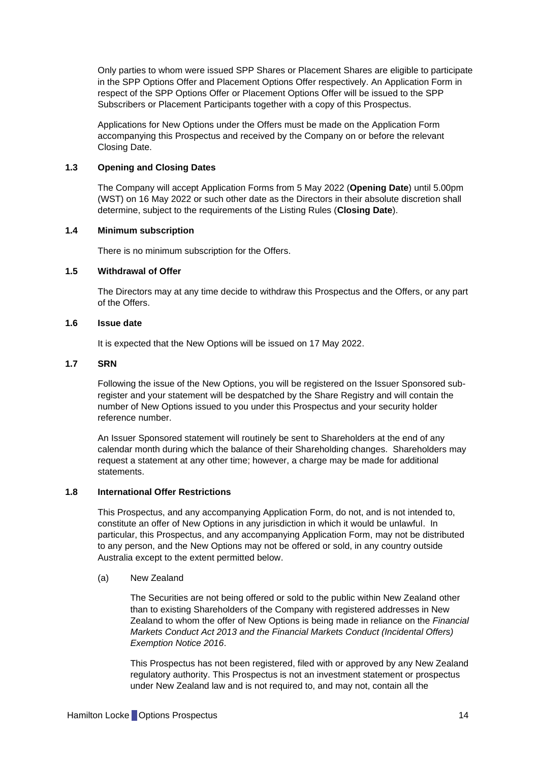Only parties to whom were issued SPP Shares or Placement Shares are eligible to participate in the SPP Options Offer and Placement Options Offer respectively. An Application Form in respect of the SPP Options Offer or Placement Options Offer will be issued to the SPP Subscribers or Placement Participants together with a copy of this Prospectus.

Applications for New Options under the Offers must be made on the Application Form accompanying this Prospectus and received by the Company on or before the relevant Closing Date.

### 1.3 Opening and Closing Dates

The Company will accept Application Forms from 5 May 2022 (**Opening Date**) until 5.00pm (WST) on 16 May 2022 or such other date as the Directors in their absolute discretion shall determine, subject to the requirements of the Listing Rules (**Closing Date**).

### 1.4 Minimum subscription

There is no minimum subscription for the Offers.

### 1.5 Withdrawal of Offer

The Directors may at any time decide to withdraw this Prospectus and the Offers, or any part of the Offers.

### 1.6 Issue date

It is expected that the New Options will be issued on 17 May 2022.

### 1.7 SRN

Following the issue of the New Options, you will be registered on the Issuer Sponsored sub-register and your statement will be despatched by the Share Registry and will contain the number of New Options issued to you under this Prospectus and your security holder reference number.

An Issuer Sponsored statement will routinely be sent to Shareholders at the end of any calendar month during which the balance of their Shareholding changes. Shareholders may request a statement at any other time; however, a charge may be made for additional statements.

### 1.8 International Offer Restrictions

This Prospectus, and any accompanying Application Form, do not, and is not intended to, constitute an offer of New Options in any jurisdiction in which it would be unlawful. In particular, this Prospectus, and any accompanying Application Form, may not be distributed to any person, and the New Options may not be offered or sold, in any country outside Australia except to the extent permitted below.

(a) New Zealand

The Securities are not being offered or sold to the public within New Zealand other than to existing Shareholders of the Company with registered addresses in New Zealand to whom the offer of New Options is being made in reliance on the *Financial Markets Conduct Act 2013 and the Financial Markets Conduct (Incidental Offers) Exemption Notice 2016*.

This Prospectus has not been registered, filed with or approved by any New Zealand regulatory authority. This Prospectus is not an investment statement or prospectus under New Zealand law and is not required to, and may not, contain all the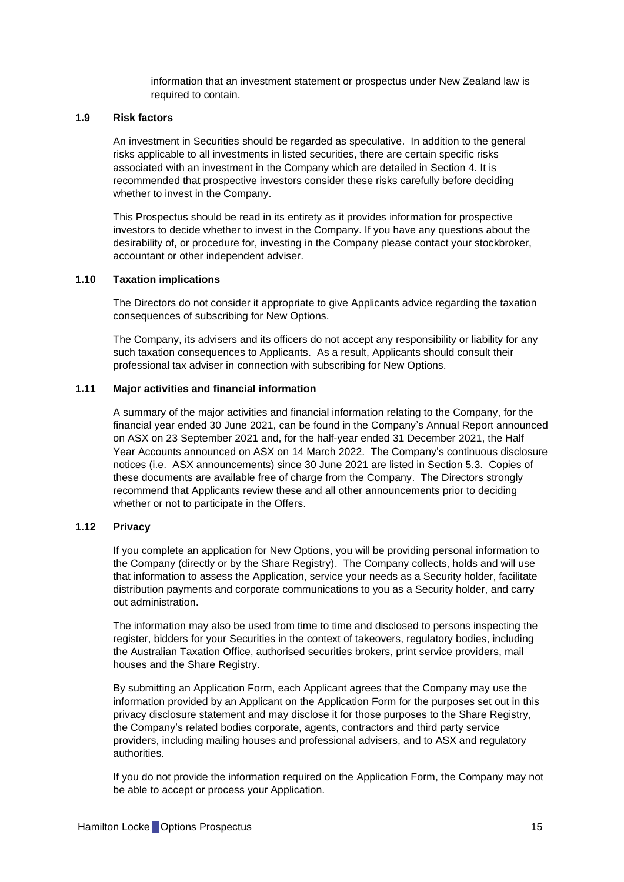information that an investment statement or prospectus under New Zealand law is required to contain.

### 1.9 Risk factors

An investment in Securities should be regarded as speculative. In addition to the general risks applicable to all investments in listed securities, there are certain specific risks associated with an investment in the Company which are detailed in Section 4. It is recommended that prospective investors consider these risks carefully before deciding whether to invest in the Company.

This Prospectus should be read in its entirety as it provides information for prospective investors to decide whether to invest in the Company. If you have any questions about the desirability of, or procedure for, investing in the Company please contact your stockbroker, accountant or other independent adviser.

### 1.10 Taxation implications

The Directors do not consider it appropriate to give Applicants advice regarding the taxation consequences of subscribing for New Options.

The Company, its advisers and its officers do not accept any responsibility or liability for any such taxation consequences to Applicants. As a result, Applicants should consult their professional tax adviser in connection with subscribing for New Options.

### 1.11 Major activities and financial information

A summary of the major activities and financial information relating to the Company, for the financial year ended 30 June 2021, can be found in the Company's Annual Report announced on ASX on 23 September 2021 and, for the half-year ended 31 December 2021, the Half Year Accounts announced on ASX on 14 March 2022. The Company's continuous disclosure notices (i.e. ASX announcements) since 30 June 2021 are listed in Section 5.3. Copies of these documents are available free of charge from the Company. The Directors strongly recommend that Applicants review these and all other announcements prior to deciding whether or not to participate in the Offers.

### 1.12 Privacy

If you complete an application for New Options, you will be providing personal information to the Company (directly or by the Share Registry). The Company collects, holds and will use that information to assess the Application, service your needs as a Security holder, facilitate distribution payments and corporate communications to you as a Security holder, and carry out administration.

The information may also be used from time to time and disclosed to persons inspecting the register, bidders for your Securities in the context of takeovers, regulatory bodies, including the Australian Taxation Office, authorised securities brokers, print service providers, mail houses and the Share Registry.

By submitting an Application Form, each Applicant agrees that the Company may use the information provided by an Applicant on the Application Form for the purposes set out in this privacy disclosure statement and may disclose it for those purposes to the Share Registry, the Company's related bodies corporate, agents, contractors and third party service providers, including mailing houses and professional advisers, and to ASX and regulatory authorities.

If you do not provide the information required on the Application Form, the Company may not be able to accept or process your Application.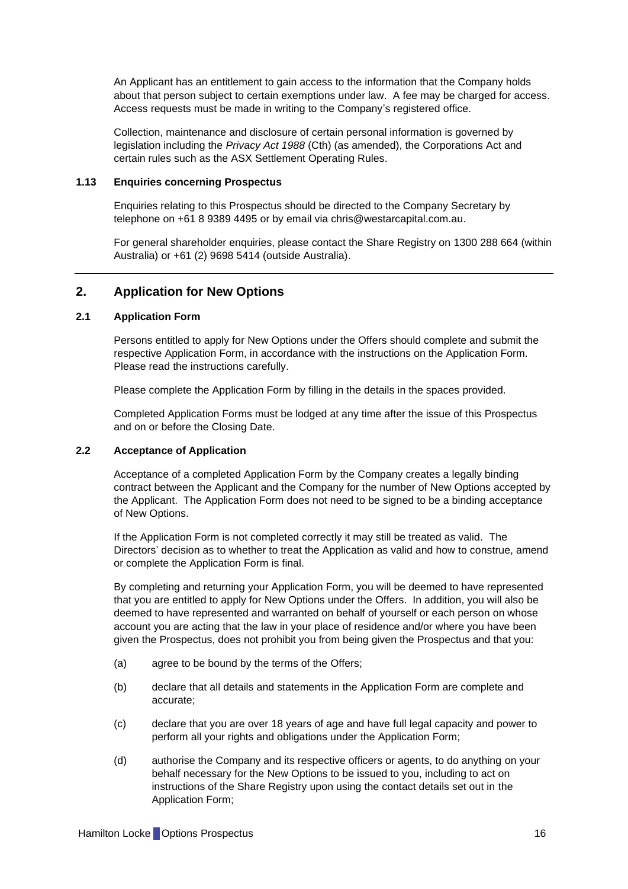An Applicant has an entitlement to gain access to the information that the Company holds about that person subject to certain exemptions under law. A fee may be charged for access. Access requests must be made in writing to the Company's registered office.

Collection, maintenance and disclosure of certain personal information is governed by legislation including the *Privacy Act 1988* (Cth) (as amended), the Corporations Act and certain rules such as the ASX Settlement Operating Rules.

### 1.13 Enquiries concerning Prospectus

Enquiries relating to this Prospectus should be directed to the Company Secretary by telephone on +61 8 9389 4495 or by email via chris@westarcapital.com.au.

For general shareholder enquiries, please contact the Share Registry on 1300 288 664 (within Australia) or +61 (2) 9698 5414 (outside Australia).

---

## 2. Application for New Options

### 2.1 Application Form

Persons entitled to apply for New Options under the Offers should complete and submit the respective Application Form, in accordance with the instructions on the Application Form. Please read the instructions carefully.

Please complete the Application Form by filling in the details in the spaces provided.

Completed Application Forms must be lodged at any time after the issue of this Prospectus and on or before the Closing Date.

### 2.2 Acceptance of Application

Acceptance of a completed Application Form by the Company creates a legally binding contract between the Applicant and the Company for the number of New Options accepted by the Applicant. The Application Form does not need to be signed to be a binding acceptance of New Options.

If the Application Form is not completed correctly it may still be treated as valid. The Directors' decision as to whether to treat the Application as valid and how to construe, amend or complete the Application Form is final.

By completing and returning your Application Form, you will be deemed to have represented that you are entitled to apply for New Options under the Offers. In addition, you will also be deemed to have represented and warranted on behalf of yourself or each person on whose account you are acting that the law in your place of residence and/or where you have been given the Prospectus, does not prohibit you from being given the Prospectus and that you:

(a) agree to be bound by the terms of the Offers;

(b) declare that all details and statements in the Application Form are complete and accurate;

(c) declare that you are over 18 years of age and have full legal capacity and power to perform all your rights and obligations under the Application Form;

(d) authorise the Company and its respective officers or agents, to do anything on your behalf necessary for the New Options to be issued to you, including to act on instructions of the Share Registry upon using the contact details set out in the Application Form;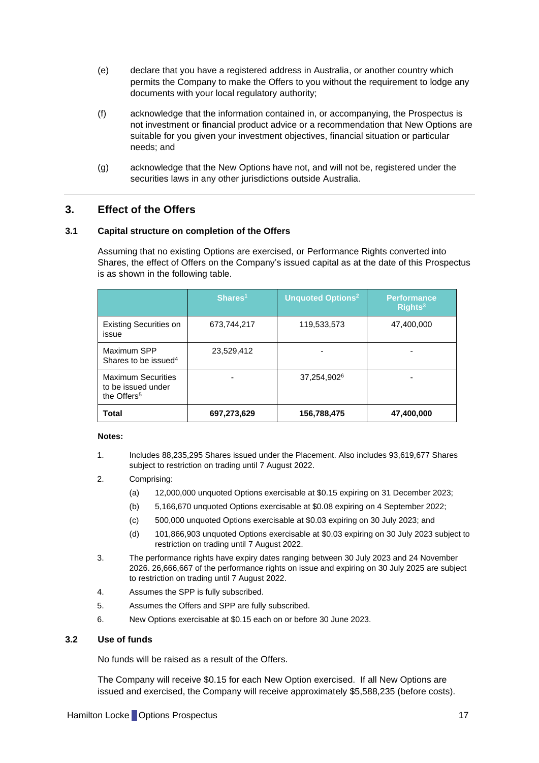(e) declare that you have a registered address in Australia, or another country which permits the Company to make the Offers to you without the requirement to lodge any documents with your local regulatory authority;

(f) acknowledge that the information contained in, or accompanying, the Prospectus is not investment or financial product advice or a recommendation that New Options are suitable for you given your investment objectives, financial situation or particular needs; and

(g) acknowledge that the New Options have not, and will not be, registered under the securities laws in any other jurisdictions outside Australia.

## 3. Effect of the Offers

### 3.1 Capital structure on completion of the Offers

Assuming that no existing Options are exercised, or Performance Rights converted into Shares, the effect of Offers on the Company's issued capital as at the date of this Prospectus is as shown in the following table.

| | Shares[1] | Unquoted Options[2] | Performance Rights[3] |
|---|---|---|---|
| Existing Securities on issue | 673,744,217 | 119,533,573 | 47,400,000 |
| Maximum SPP Shares to be issued[4] | 23,529,412 | - | - |
| Maximum Securities to be issued under the Offers[5] | - | 37,254,902[6] | - |
| **Total** | **697,273,629** | **156,788,475** | **47,400,000** |

**Notes:**

1. Includes 88,235,295 Shares issued under the Placement. Also includes 93,619,677 Shares subject to restriction on trading until 7 August 2022.
2. Comprising:
   (a) 12,000,000 unquoted Options exercisable at $0.15 expiring on 31 December 2023;
   (b) 5,166,670 unquoted Options exercisable at $0.08 expiring on 4 September 2022;
   (c) 500,000 unquoted Options exercisable at $0.03 expiring on 30 July 2023; and
   (d) 101,866,903 unquoted Options exercisable at $0.03 expiring on 30 July 2023 subject to restriction on trading until 7 August 2022.
3. The performance rights have expiry dates ranging between 30 July 2023 and 24 November 2026. 26,666,667 of the performance rights on issue and expiring on 30 July 2025 are subject to restriction on trading until 7 August 2022.
4. Assumes the SPP is fully subscribed.
5. Assumes the Offers and SPP are fully subscribed.
6. New Options exercisable at $0.15 each on or before 30 June 2023.

### 3.2 Use of funds

No funds will be raised as a result of the Offers.

The Company will receive $0.15 for each New Option exercised. If all New Options are issued and exercised, the Company will receive approximately $5,588,235 (before costs).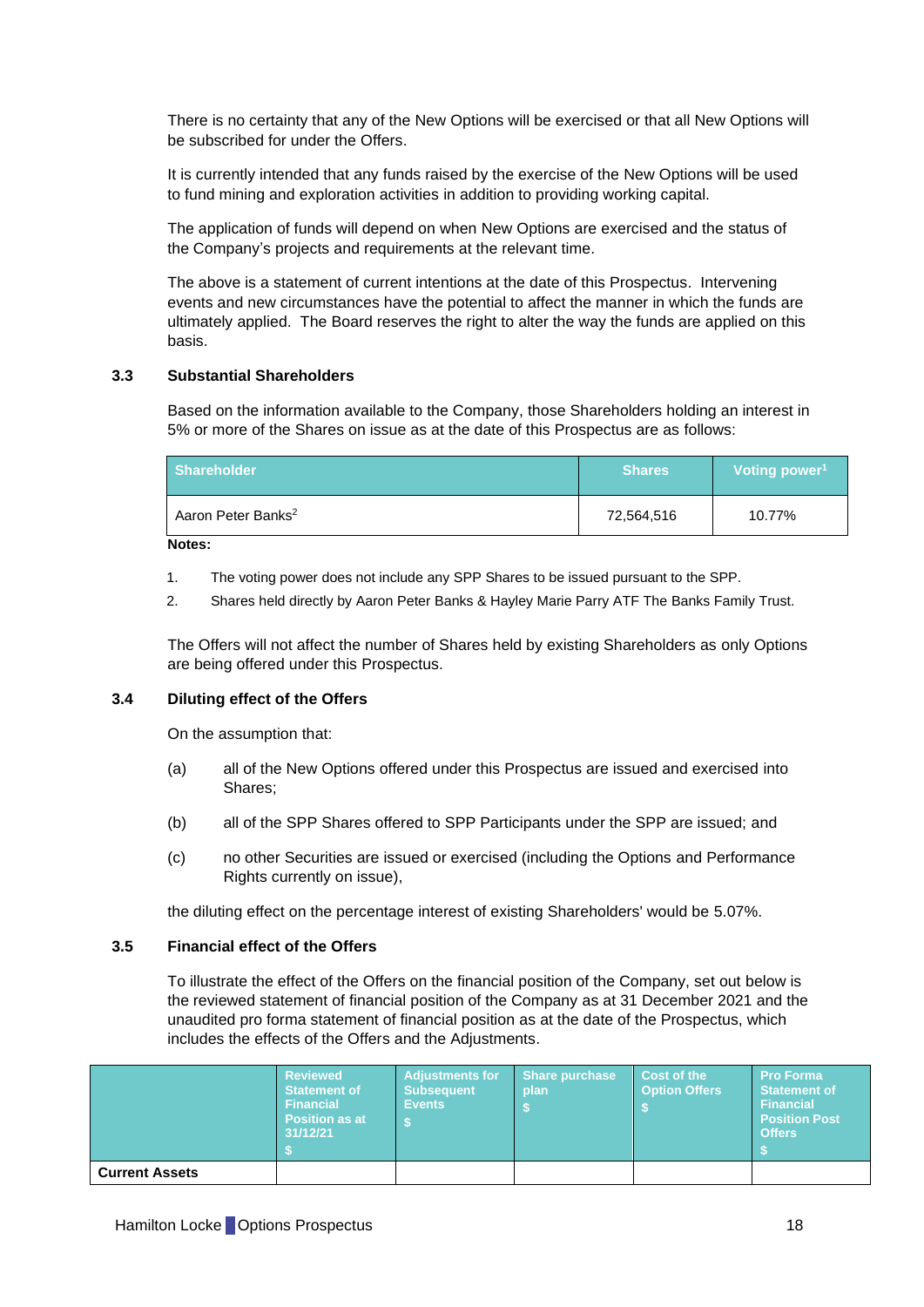There is no certainty that any of the New Options will be exercised or that all New Options will be subscribed for under the Offers.

It is currently intended that any funds raised by the exercise of the New Options will be used to fund mining and exploration activities in addition to providing working capital.

The application of funds will depend on when New Options are exercised and the status of the Company's projects and requirements at the relevant time.

The above is a statement of current intentions at the date of this Prospectus. Intervening events and new circumstances have the potential to affect the manner in which the funds are ultimately applied. The Board reserves the right to alter the way the funds are applied on this basis.

### 3.3 Substantial Shareholders

Based on the information available to the Company, those Shareholders holding an interest in 5% or more of the Shares on issue as at the date of this Prospectus are as follows:

| Shareholder | Shares | Voting power[1] |
|---|---|---|
| Aaron Peter Banks[2] | 72,564,516 | 10.77% |

**Notes:**

1. The voting power does not include any SPP Shares to be issued pursuant to the SPP.
2. Shares held directly by Aaron Peter Banks & Hayley Marie Parry ATF The Banks Family Trust.

The Offers will not affect the number of Shares held by existing Shareholders as only Options are being offered under this Prospectus.

### 3.4 Diluting effect of the Offers

On the assumption that:

(a) all of the New Options offered under this Prospectus are issued and exercised into Shares;

(b) all of the SPP Shares offered to SPP Participants under the SPP are issued; and

(c) no other Securities are issued or exercised (including the Options and Performance Rights currently on issue),

the diluting effect on the percentage interest of existing Shareholders' would be 5.07%.

### 3.5 Financial effect of the Offers

To illustrate the effect of the Offers on the financial position of the Company, set out below is the reviewed statement of financial position of the Company as at 31 December 2021 and the unaudited pro forma statement of financial position as at the date of the Prospectus, which includes the effects of the Offers and the Adjustments.

| | Reviewed Statement of Financial Position as at 31/12/21 $ | Adjustments for Subsequent Events $ | Share purchase plan $ | Cost of the Option Offers $ | Pro Forma Statement of Financial Position Post Offers $ |
|---|---|---|---|---|---|
| **Current Assets** | | | | | |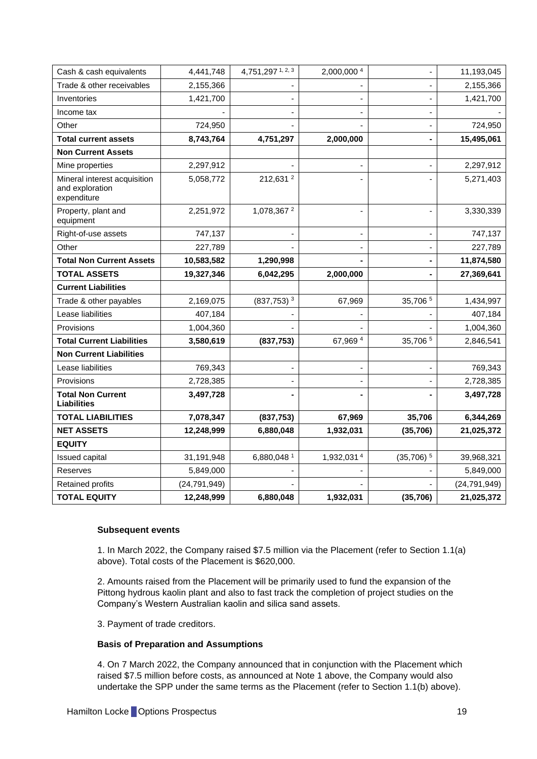| Cash & cash equivalents | 4,441,748 | 4,751,297 [1, 2, 3] | 2,000,000 [4] | - | 11,193,045 |
|---|---|---|---|---|---|
| Trade & other receivables | 2,155,366 | - | - | - | 2,155,366 |
| Inventories | 1,421,700 | - | - | - | 1,421,700 |
| Income tax | - | - | - | - | - |
| Other | 724,950 | - | - | - | 724,950 |
| **Total current assets** | **8,743,764** | **4,751,297** | **2,000,000** | **-** | **15,495,061** |
| **Non Current Assets** | | | | | |
| Mine properties | 2,297,912 | - | - | - | 2,297,912 |
| Mineral interest acquisition and exploration expenditure | 5,058,772 | 212,631 [2] | - | - | 5,271,403 |
| Property, plant and equipment | 2,251,972 | 1,078,367 [2] | - | - | 3,330,339 |
| Right-of-use assets | 747,137 | - | - | - | 747,137 |
| Other | 227,789 | - | - | - | 227,789 |
| **Total Non Current Assets** | **10,583,582** | **1,290,998** | **-** | **-** | **11,874,580** |
| **TOTAL ASSETS** | **19,327,346** | **6,042,295** | **2,000,000** | **-** | **27,369,641** |
| **Current Liabilities** | | | | | |
| Trade & other payables | 2,169,075 | (837,753) [3] | 67,969 | 35,706 [5] | 1,434,997 |
| Lease liabilities | 407,184 | - | - | - | 407,184 |
| Provisions | 1,004,360 | - | - | - | 1,004,360 |
| **Total Current Liabilities** | **3,580,619** | **(837,753)** | 67,969 [4] | 35,706 [5] | 2,846,541 |
| **Non Current Liabilities** | | | | | |
| Lease liabilities | 769,343 | - | - | - | 769,343 |
| Provisions | 2,728,385 | - | - | - | 2,728,385 |
| **Total Non Current Liabilities** | **3,497,728** | **-** | **-** | **-** | **3,497,728** |
| **TOTAL LIABILITIES** | **7,078,347** | **(837,753)** | **67,969** | **35,706** | **6,344,269** |
| **NET ASSETS** | **12,248,999** | **6,880,048** | **1,932,031** | **(35,706)** | **21,025,372** |
| **EQUITY** | | | | | |
| Issued capital | 31,191,948 | 6,880,048 [1] | 1,932,031 [4] | (35,706) [5] | 39,968,321 |
| Reserves | 5,849,000 | - | - | - | 5,849,000 |
| Retained profits | (24,791,949) | - | - | - | (24,791,949) |
| **TOTAL EQUITY** | **12,248,999** | **6,880,048** | **1,932,031** | **(35,706)** | **21,025,372** |

**Subsequent events**

1. In March 2022, the Company raised $7.5 million via the Placement (refer to Section 1.1(a) above). Total costs of the Placement is $620,000.

2. Amounts raised from the Placement will be primarily used to fund the expansion of the Pittong hydrous kaolin plant and also to fast track the completion of project studies on the Company's Western Australian kaolin and silica sand assets.

3. Payment of trade creditors.

**Basis of Preparation and Assumptions**

4. On 7 March 2022, the Company announced that in conjunction with the Placement which raised $7.5 million before costs, as announced at Note 1 above, the Company would also undertake the SPP under the same terms as the Placement (refer to Section 1.1(b) above).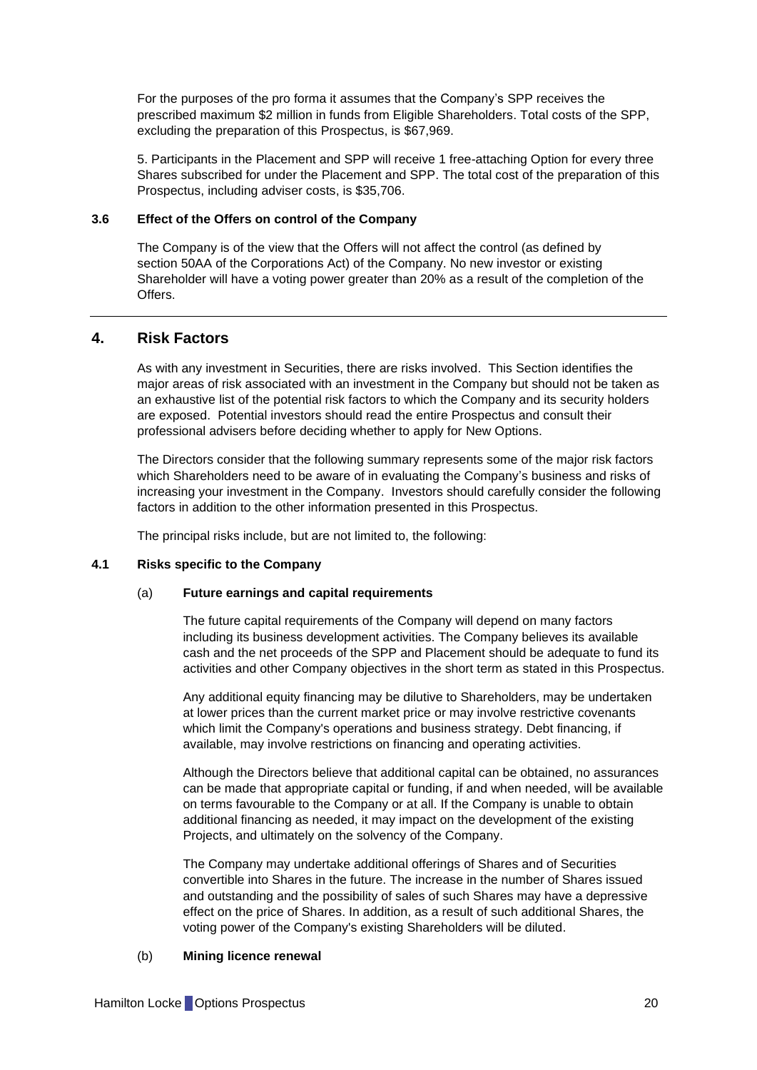For the purposes of the pro forma it assumes that the Company's SPP receives the prescribed maximum $2 million in funds from Eligible Shareholders. Total costs of the SPP, excluding the preparation of this Prospectus, is $67,969.

5. Participants in the Placement and SPP will receive 1 free-attaching Option for every three Shares subscribed for under the Placement and SPP. The total cost of the preparation of this Prospectus, including adviser costs, is $35,706.

### 3.6 Effect of the Offers on control of the Company

The Company is of the view that the Offers will not affect the control (as defined by section 50AA of the Corporations Act) of the Company. No new investor or existing Shareholder will have a voting power greater than 20% as a result of the completion of the Offers.

---

## 4. Risk Factors

As with any investment in Securities, there are risks involved. This Section identifies the major areas of risk associated with an investment in the Company but should not be taken as an exhaustive list of the potential risk factors to which the Company and its security holders are exposed. Potential investors should read the entire Prospectus and consult their professional advisers before deciding whether to apply for New Options.

The Directors consider that the following summary represents some of the major risk factors which Shareholders need to be aware of in evaluating the Company's business and risks of increasing your investment in the Company. Investors should carefully consider the following factors in addition to the other information presented in this Prospectus.

The principal risks include, but are not limited to, the following:

### 4.1 Risks specific to the Company

#### (a) Future earnings and capital requirements

The future capital requirements of the Company will depend on many factors including its business development activities. The Company believes its available cash and the net proceeds of the SPP and Placement should be adequate to fund its activities and other Company objectives in the short term as stated in this Prospectus.

Any additional equity financing may be dilutive to Shareholders, may be undertaken at lower prices than the current market price or may involve restrictive covenants which limit the Company's operations and business strategy. Debt financing, if available, may involve restrictions on financing and operating activities.

Although the Directors believe that additional capital can be obtained, no assurances can be made that appropriate capital or funding, if and when needed, will be available on terms favourable to the Company or at all. If the Company is unable to obtain additional financing as needed, it may impact on the development of the existing Projects, and ultimately on the solvency of the Company.

The Company may undertake additional offerings of Shares and of Securities convertible into Shares in the future. The increase in the number of Shares issued and outstanding and the possibility of sales of such Shares may have a depressive effect on the price of Shares. In addition, as a result of such additional Shares, the voting power of the Company's existing Shareholders will be diluted.

#### (b) Mining licence renewal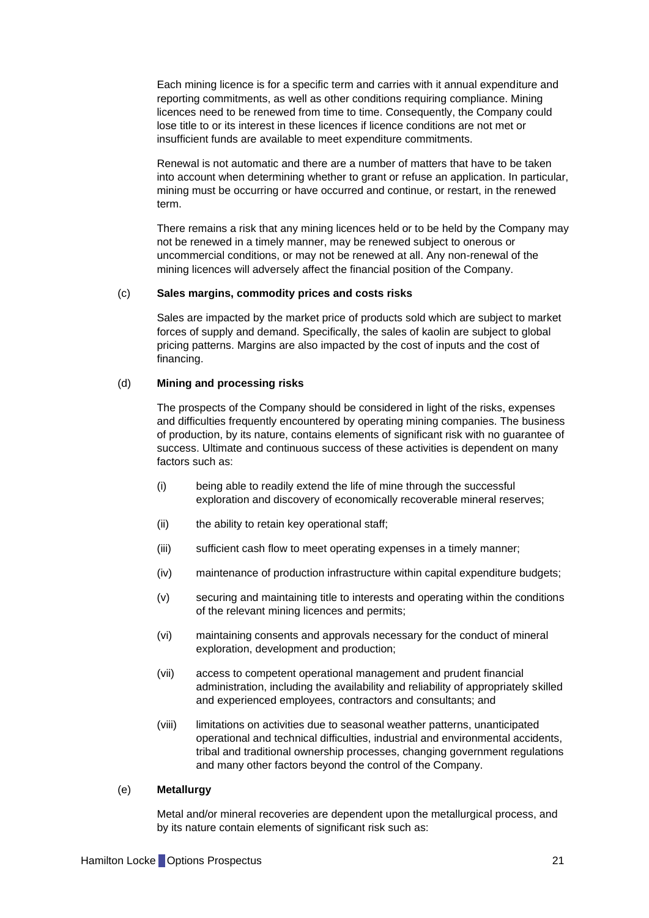Each mining licence is for a specific term and carries with it annual expenditure and reporting commitments, as well as other conditions requiring compliance. Mining licences need to be renewed from time to time. Consequently, the Company could lose title to or its interest in these licences if licence conditions are not met or insufficient funds are available to meet expenditure commitments.

Renewal is not automatic and there are a number of matters that have to be taken into account when determining whether to grant or refuse an application. In particular, mining must be occurring or have occurred and continue, or restart, in the renewed term.

There remains a risk that any mining licences held or to be held by the Company may not be renewed in a timely manner, may be renewed subject to onerous or uncommercial conditions, or may not be renewed at all. Any non-renewal of the mining licences will adversely affect the financial position of the Company.

(c) **Sales margins, commodity prices and costs risks**

Sales are impacted by the market price of products sold which are subject to market forces of supply and demand. Specifically, the sales of kaolin are subject to global pricing patterns. Margins are also impacted by the cost of inputs and the cost of financing.

(d) **Mining and processing risks**

The prospects of the Company should be considered in light of the risks, expenses and difficulties frequently encountered by operating mining companies. The business of production, by its nature, contains elements of significant risk with no guarantee of success. Ultimate and continuous success of these activities is dependent on many factors such as:

(i) being able to readily extend the life of mine through the successful exploration and discovery of economically recoverable mineral reserves;

(ii) the ability to retain key operational staff;

(iii) sufficient cash flow to meet operating expenses in a timely manner;

(iv) maintenance of production infrastructure within capital expenditure budgets;

(v) securing and maintaining title to interests and operating within the conditions of the relevant mining licences and permits;

(vi) maintaining consents and approvals necessary for the conduct of mineral exploration, development and production;

(vii) access to competent operational management and prudent financial administration, including the availability and reliability of appropriately skilled and experienced employees, contractors and consultants; and

(viii) limitations on activities due to seasonal weather patterns, unanticipated operational and technical difficulties, industrial and environmental accidents, tribal and traditional ownership processes, changing government regulations and many other factors beyond the control of the Company.

(e) **Metallurgy**

Metal and/or mineral recoveries are dependent upon the metallurgical process, and by its nature contain elements of significant risk such as: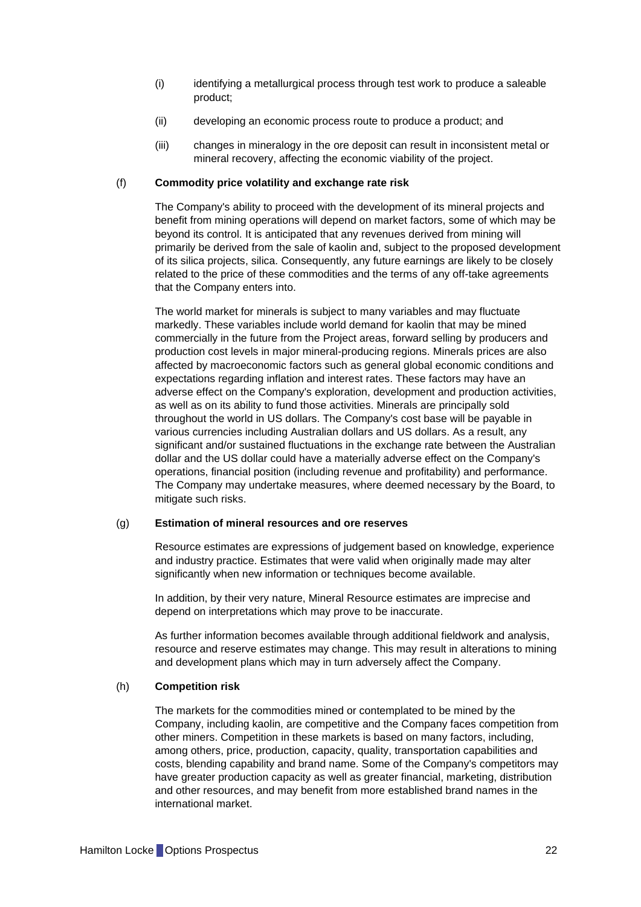(i) identifying a metallurgical process through test work to produce a saleable product;

(ii) developing an economic process route to produce a product; and

(iii) changes in mineralogy in the ore deposit can result in inconsistent metal or mineral recovery, affecting the economic viability of the project.

(f) **Commodity price volatility and exchange rate risk**

The Company's ability to proceed with the development of its mineral projects and benefit from mining operations will depend on market factors, some of which may be beyond its control. It is anticipated that any revenues derived from mining will primarily be derived from the sale of kaolin and, subject to the proposed development of its silica projects, silica. Consequently, any future earnings are likely to be closely related to the price of these commodities and the terms of any off-take agreements that the Company enters into.

The world market for minerals is subject to many variables and may fluctuate markedly. These variables include world demand for kaolin that may be mined commercially in the future from the Project areas, forward selling by producers and production cost levels in major mineral-producing regions. Minerals prices are also affected by macroeconomic factors such as general global economic conditions and expectations regarding inflation and interest rates. These factors may have an adverse effect on the Company's exploration, development and production activities, as well as on its ability to fund those activities. Minerals are principally sold throughout the world in US dollars. The Company's cost base will be payable in various currencies including Australian dollars and US dollars. As a result, any significant and/or sustained fluctuations in the exchange rate between the Australian dollar and the US dollar could have a materially adverse effect on the Company's operations, financial position (including revenue and profitability) and performance. The Company may undertake measures, where deemed necessary by the Board, to mitigate such risks.

(g) **Estimation of mineral resources and ore reserves**

Resource estimates are expressions of judgement based on knowledge, experience and industry practice. Estimates that were valid when originally made may alter significantly when new information or techniques become available.

In addition, by their very nature, Mineral Resource estimates are imprecise and depend on interpretations which may prove to be inaccurate.

As further information becomes available through additional fieldwork and analysis, resource and reserve estimates may change. This may result in alterations to mining and development plans which may in turn adversely affect the Company.

(h) **Competition risk**

The markets for the commodities mined or contemplated to be mined by the Company, including kaolin, are competitive and the Company faces competition from other miners. Competition in these markets is based on many factors, including, among others, price, production, capacity, quality, transportation capabilities and costs, blending capability and brand name. Some of the Company's competitors may have greater production capacity as well as greater financial, marketing, distribution and other resources, and may benefit from more established brand names in the international market.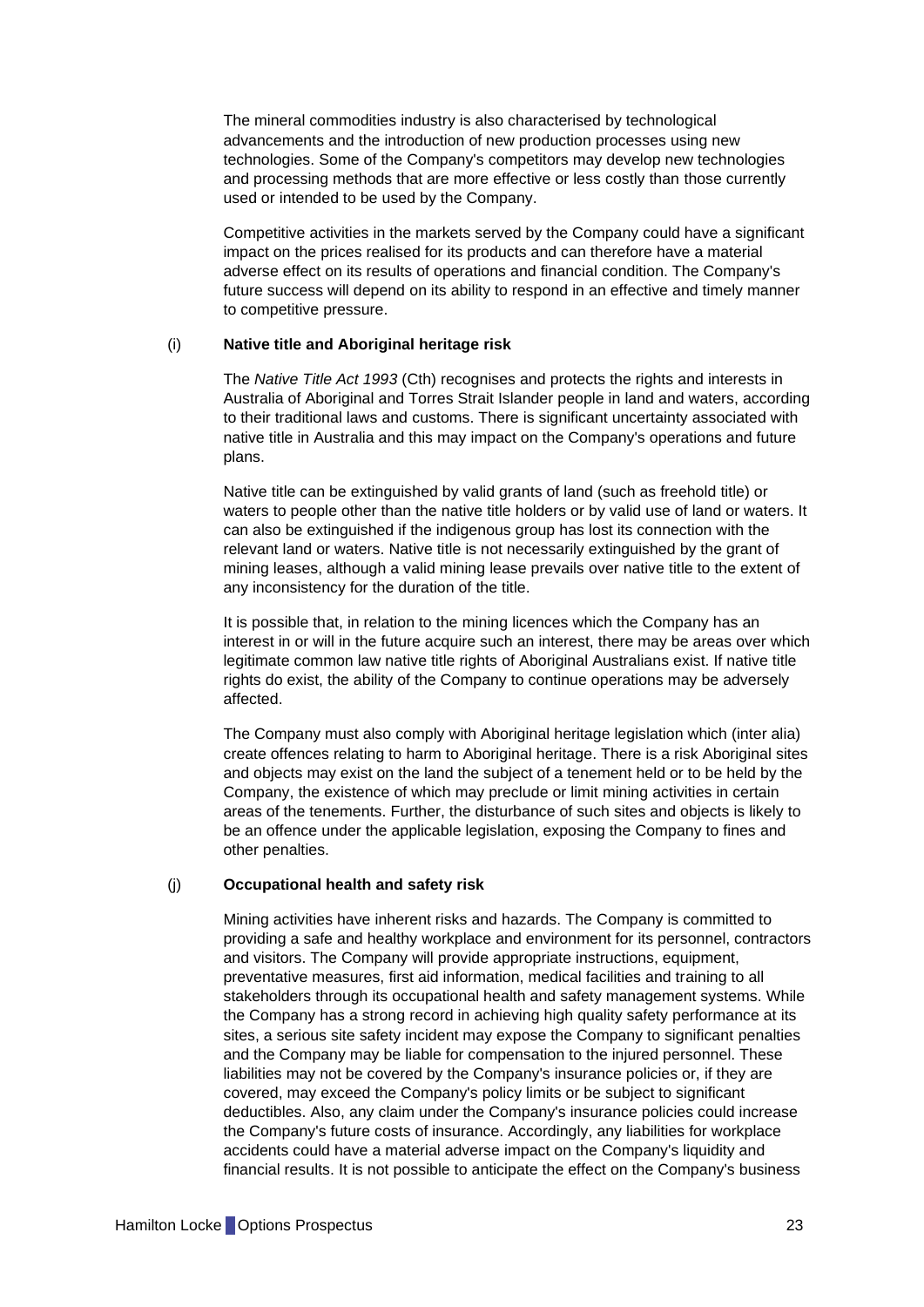The mineral commodities industry is also characterised by technological advancements and the introduction of new production processes using new technologies. Some of the Company's competitors may develop new technologies and processing methods that are more effective or less costly than those currently used or intended to be used by the Company.

Competitive activities in the markets served by the Company could have a significant impact on the prices realised for its products and can therefore have a material adverse effect on its results of operations and financial condition. The Company's future success will depend on its ability to respond in an effective and timely manner to competitive pressure.

(i) **Native title and Aboriginal heritage risk**

The *Native Title Act 1993* (Cth) recognises and protects the rights and interests in Australia of Aboriginal and Torres Strait Islander people in land and waters, according to their traditional laws and customs. There is significant uncertainty associated with native title in Australia and this may impact on the Company's operations and future plans.

Native title can be extinguished by valid grants of land (such as freehold title) or waters to people other than the native title holders or by valid use of land or waters. It can also be extinguished if the indigenous group has lost its connection with the relevant land or waters. Native title is not necessarily extinguished by the grant of mining leases, although a valid mining lease prevails over native title to the extent of any inconsistency for the duration of the title.

It is possible that, in relation to the mining licences which the Company has an interest in or will in the future acquire such an interest, there may be areas over which legitimate common law native title rights of Aboriginal Australians exist. If native title rights do exist, the ability of the Company to continue operations may be adversely affected.

The Company must also comply with Aboriginal heritage legislation which (inter alia) create offences relating to harm to Aboriginal heritage. There is a risk Aboriginal sites and objects may exist on the land the subject of a tenement held or to be held by the Company, the existence of which may preclude or limit mining activities in certain areas of the tenements. Further, the disturbance of such sites and objects is likely to be an offence under the applicable legislation, exposing the Company to fines and other penalties.

(j) **Occupational health and safety risk**

Mining activities have inherent risks and hazards. The Company is committed to providing a safe and healthy workplace and environment for its personnel, contractors and visitors. The Company will provide appropriate instructions, equipment, preventative measures, first aid information, medical facilities and training to all stakeholders through its occupational health and safety management systems. While the Company has a strong record in achieving high quality safety performance at its sites, a serious site safety incident may expose the Company to significant penalties and the Company may be liable for compensation to the injured personnel. These liabilities may not be covered by the Company's insurance policies or, if they are covered, may exceed the Company's policy limits or be subject to significant deductibles. Also, any claim under the Company's insurance policies could increase the Company's future costs of insurance. Accordingly, any liabilities for workplace accidents could have a material adverse impact on the Company's liquidity and financial results. It is not possible to anticipate the effect on the Company's business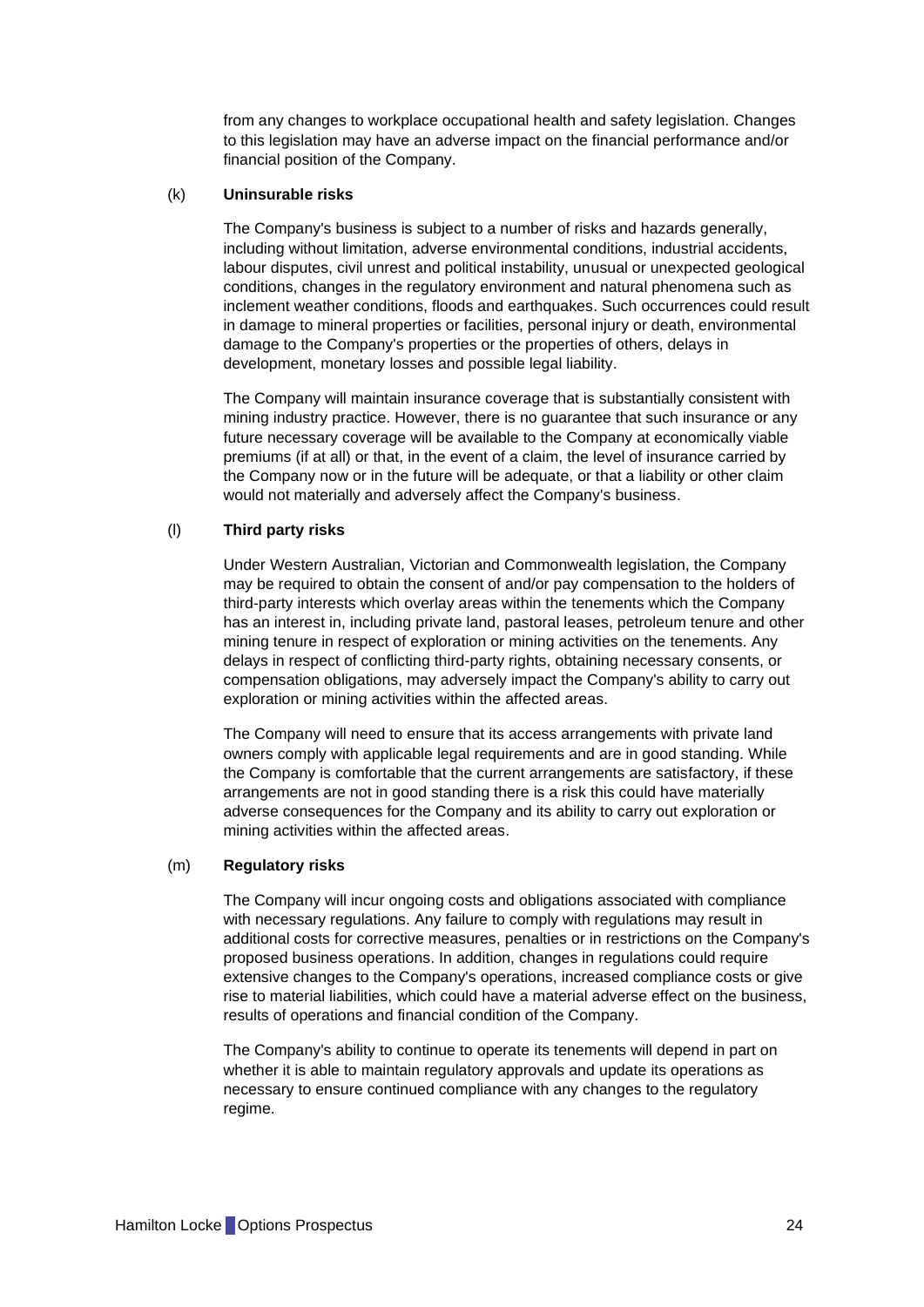from any changes to workplace occupational health and safety legislation. Changes to this legislation may have an adverse impact on the financial performance and/or financial position of the Company.

(k) **Uninsurable risks**

The Company's business is subject to a number of risks and hazards generally, including without limitation, adverse environmental conditions, industrial accidents, labour disputes, civil unrest and political instability, unusual or unexpected geological conditions, changes in the regulatory environment and natural phenomena such as inclement weather conditions, floods and earthquakes. Such occurrences could result in damage to mineral properties or facilities, personal injury or death, environmental damage to the Company's properties or the properties of others, delays in development, monetary losses and possible legal liability.

The Company will maintain insurance coverage that is substantially consistent with mining industry practice. However, there is no guarantee that such insurance or any future necessary coverage will be available to the Company at economically viable premiums (if at all) or that, in the event of a claim, the level of insurance carried by the Company now or in the future will be adequate, or that a liability or other claim would not materially and adversely affect the Company's business.

(l) **Third party risks**

Under Western Australian, Victorian and Commonwealth legislation, the Company may be required to obtain the consent of and/or pay compensation to the holders of third-party interests which overlay areas within the tenements which the Company has an interest in, including private land, pastoral leases, petroleum tenure and other mining tenure in respect of exploration or mining activities on the tenements. Any delays in respect of conflicting third-party rights, obtaining necessary consents, or compensation obligations, may adversely impact the Company's ability to carry out exploration or mining activities within the affected areas.

The Company will need to ensure that its access arrangements with private land owners comply with applicable legal requirements and are in good standing. While the Company is comfortable that the current arrangements are satisfactory, if these arrangements are not in good standing there is a risk this could have materially adverse consequences for the Company and its ability to carry out exploration or mining activities within the affected areas.

(m) **Regulatory risks**

The Company will incur ongoing costs and obligations associated with compliance with necessary regulations. Any failure to comply with regulations may result in additional costs for corrective measures, penalties or in restrictions on the Company's proposed business operations. In addition, changes in regulations could require extensive changes to the Company's operations, increased compliance costs or give rise to material liabilities, which could have a material adverse effect on the business, results of operations and financial condition of the Company.

The Company's ability to continue to operate its tenements will depend in part on whether it is able to maintain regulatory approvals and update its operations as necessary to ensure continued compliance with any changes to the regulatory regime.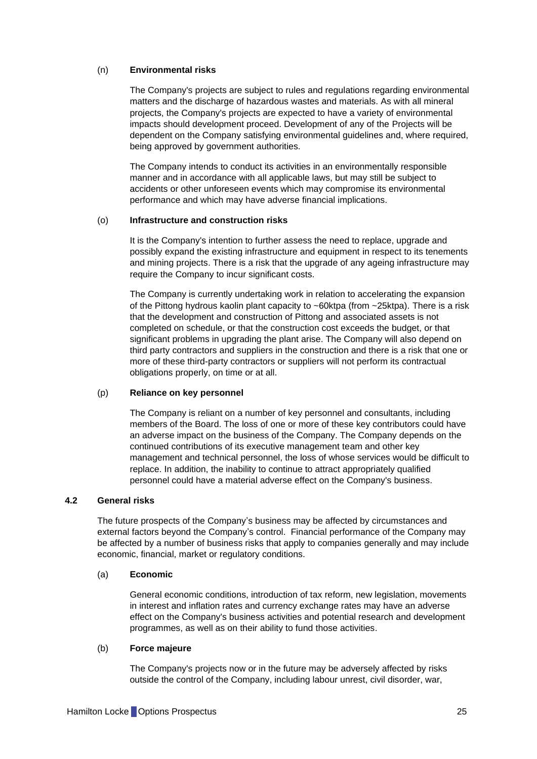(n) **Environmental risks**

The Company's projects are subject to rules and regulations regarding environmental matters and the discharge of hazardous wastes and materials. As with all mineral projects, the Company's projects are expected to have a variety of environmental impacts should development proceed. Development of any of the Projects will be dependent on the Company satisfying environmental guidelines and, where required, being approved by government authorities.

The Company intends to conduct its activities in an environmentally responsible manner and in accordance with all applicable laws, but may still be subject to accidents or other unforeseen events which may compromise its environmental performance and which may have adverse financial implications.

(o) **Infrastructure and construction risks**

It is the Company's intention to further assess the need to replace, upgrade and possibly expand the existing infrastructure and equipment in respect to its tenements and mining projects. There is a risk that the upgrade of any ageing infrastructure may require the Company to incur significant costs.

The Company is currently undertaking work in relation to accelerating the expansion of the Pittong hydrous kaolin plant capacity to ~60ktpa (from ~25ktpa). There is a risk that the development and construction of Pittong and associated assets is not completed on schedule, or that the construction cost exceeds the budget, or that significant problems in upgrading the plant arise. The Company will also depend on third party contractors and suppliers in the construction and there is a risk that one or more of these third-party contractors or suppliers will not perform its contractual obligations properly, on time or at all.

(p) **Reliance on key personnel**

The Company is reliant on a number of key personnel and consultants, including members of the Board. The loss of one or more of these key contributors could have an adverse impact on the business of the Company. The Company depends on the continued contributions of its executive management team and other key management and technical personnel, the loss of whose services would be difficult to replace. In addition, the inability to continue to attract appropriately qualified personnel could have a material adverse effect on the Company's business.

## 4.2 General risks

The future prospects of the Company's business may be affected by circumstances and external factors beyond the Company's control. Financial performance of the Company may be affected by a number of business risks that apply to companies generally and may include economic, financial, market or regulatory conditions.

(a) **Economic**

General economic conditions, introduction of tax reform, new legislation, movements in interest and inflation rates and currency exchange rates may have an adverse effect on the Company's business activities and potential research and development programmes, as well as on their ability to fund those activities.

(b) **Force majeure**

The Company's projects now or in the future may be adversely affected by risks outside the control of the Company, including labour unrest, civil disorder, war,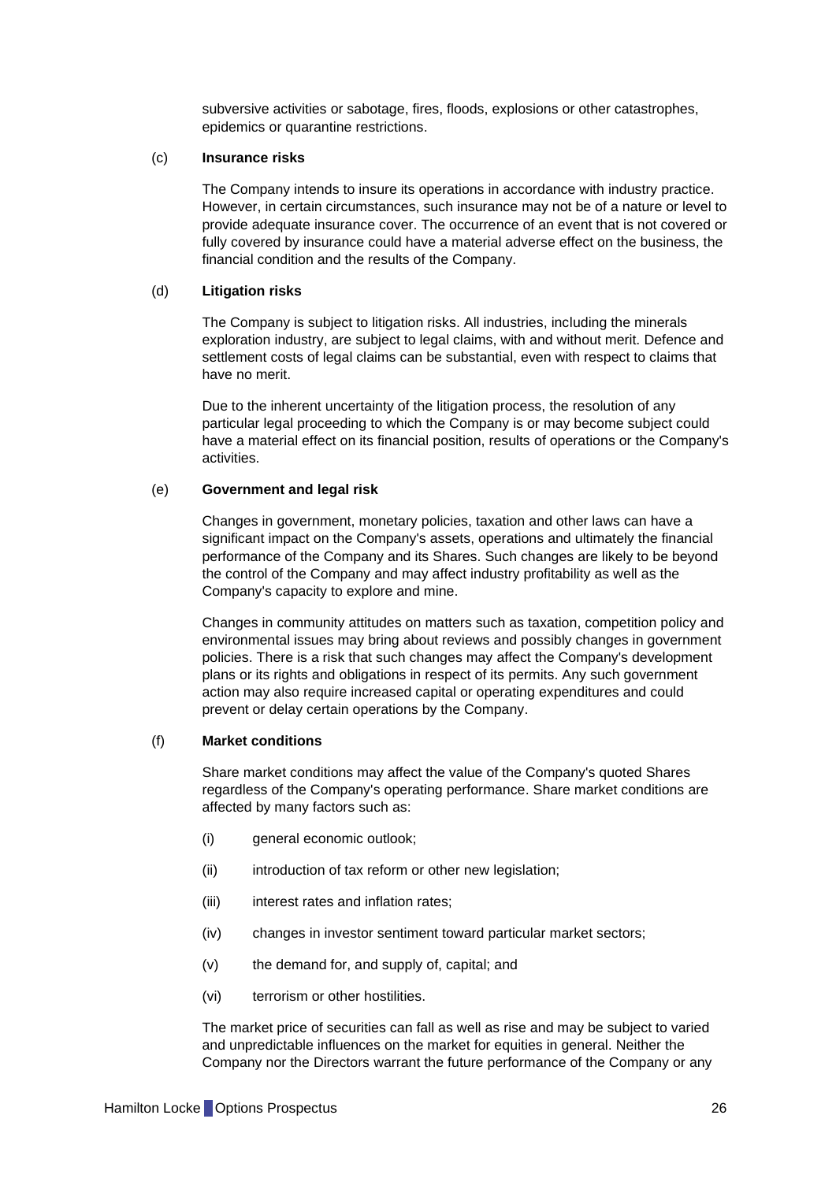subversive activities or sabotage, fires, floods, explosions or other catastrophes, epidemics or quarantine restrictions.

(c) **Insurance risks**

The Company intends to insure its operations in accordance with industry practice. However, in certain circumstances, such insurance may not be of a nature or level to provide adequate insurance cover. The occurrence of an event that is not covered or fully covered by insurance could have a material adverse effect on the business, the financial condition and the results of the Company.

(d) **Litigation risks**

The Company is subject to litigation risks. All industries, including the minerals exploration industry, are subject to legal claims, with and without merit. Defence and settlement costs of legal claims can be substantial, even with respect to claims that have no merit.

Due to the inherent uncertainty of the litigation process, the resolution of any particular legal proceeding to which the Company is or may become subject could have a material effect on its financial position, results of operations or the Company's activities.

(e) **Government and legal risk**

Changes in government, monetary policies, taxation and other laws can have a significant impact on the Company's assets, operations and ultimately the financial performance of the Company and its Shares. Such changes are likely to be beyond the control of the Company and may affect industry profitability as well as the Company's capacity to explore and mine.

Changes in community attitudes on matters such as taxation, competition policy and environmental issues may bring about reviews and possibly changes in government policies. There is a risk that such changes may affect the Company's development plans or its rights and obligations in respect of its permits. Any such government action may also require increased capital or operating expenditures and could prevent or delay certain operations by the Company.

(f) **Market conditions**

Share market conditions may affect the value of the Company's quoted Shares regardless of the Company's operating performance. Share market conditions are affected by many factors such as:

(i) general economic outlook;

(ii) introduction of tax reform or other new legislation;

(iii) interest rates and inflation rates;

(iv) changes in investor sentiment toward particular market sectors;

(v) the demand for, and supply of, capital; and

(vi) terrorism or other hostilities.

The market price of securities can fall as well as rise and may be subject to varied and unpredictable influences on the market for equities in general. Neither the Company nor the Directors warrant the future performance of the Company or any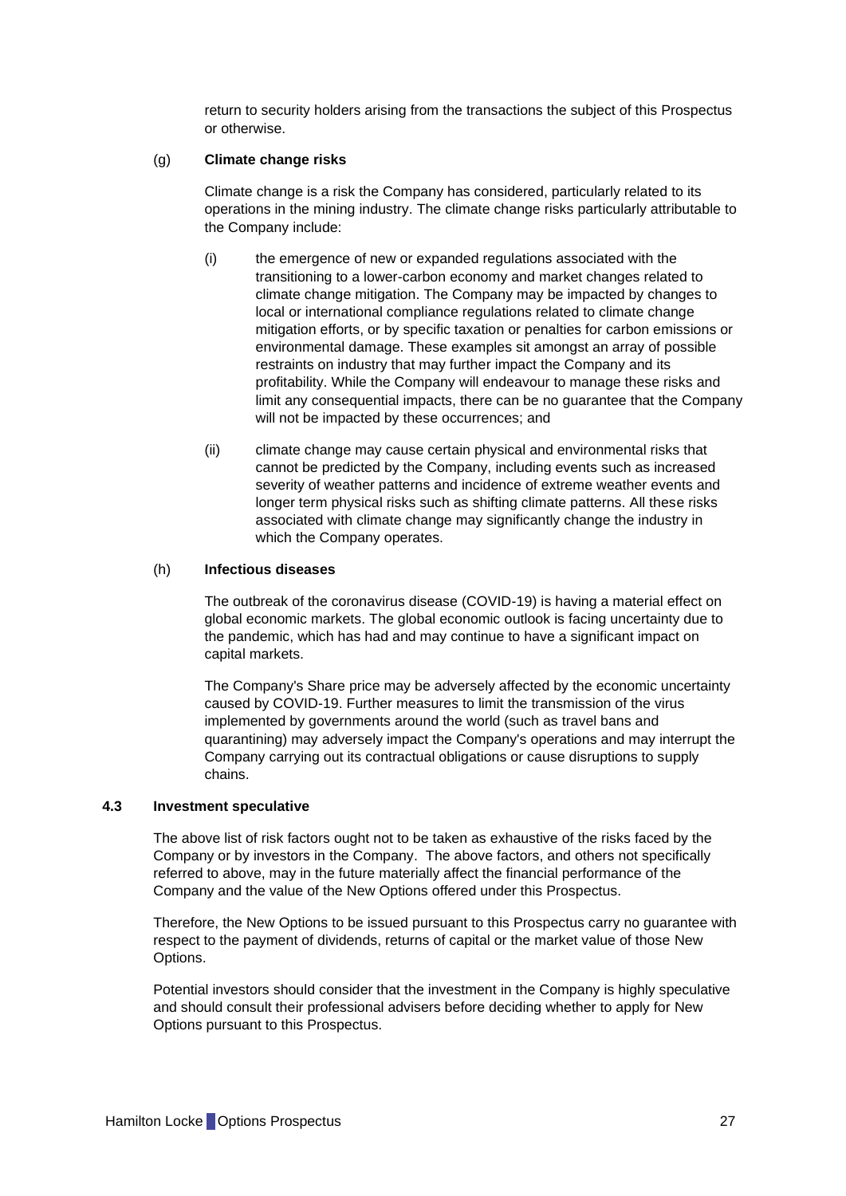return to security holders arising from the transactions the subject of this Prospectus or otherwise.

(g) **Climate change risks**

Climate change is a risk the Company has considered, particularly related to its operations in the mining industry. The climate change risks particularly attributable to the Company include:

(i) the emergence of new or expanded regulations associated with the transitioning to a lower-carbon economy and market changes related to climate change mitigation. The Company may be impacted by changes to local or international compliance regulations related to climate change mitigation efforts, or by specific taxation or penalties for carbon emissions or environmental damage. These examples sit amongst an array of possible restraints on industry that may further impact the Company and its profitability. While the Company will endeavour to manage these risks and limit any consequential impacts, there can be no guarantee that the Company will not be impacted by these occurrences; and

(ii) climate change may cause certain physical and environmental risks that cannot be predicted by the Company, including events such as increased severity of weather patterns and incidence of extreme weather events and longer term physical risks such as shifting climate patterns. All these risks associated with climate change may significantly change the industry in which the Company operates.

(h) **Infectious diseases**

The outbreak of the coronavirus disease (COVID-19) is having a material effect on global economic markets. The global economic outlook is facing uncertainty due to the pandemic, which has had and may continue to have a significant impact on capital markets.

The Company's Share price may be adversely affected by the economic uncertainty caused by COVID-19. Further measures to limit the transmission of the virus implemented by governments around the world (such as travel bans and quarantining) may adversely impact the Company's operations and may interrupt the Company carrying out its contractual obligations or cause disruptions to supply chains.

### 4.3 Investment speculative

The above list of risk factors ought not to be taken as exhaustive of the risks faced by the Company or by investors in the Company. The above factors, and others not specifically referred to above, may in the future materially affect the financial performance of the Company and the value of the New Options offered under this Prospectus.

Therefore, the New Options to be issued pursuant to this Prospectus carry no guarantee with respect to the payment of dividends, returns of capital or the market value of those New Options.

Potential investors should consider that the investment in the Company is highly speculative and should consult their professional advisers before deciding whether to apply for New Options pursuant to this Prospectus.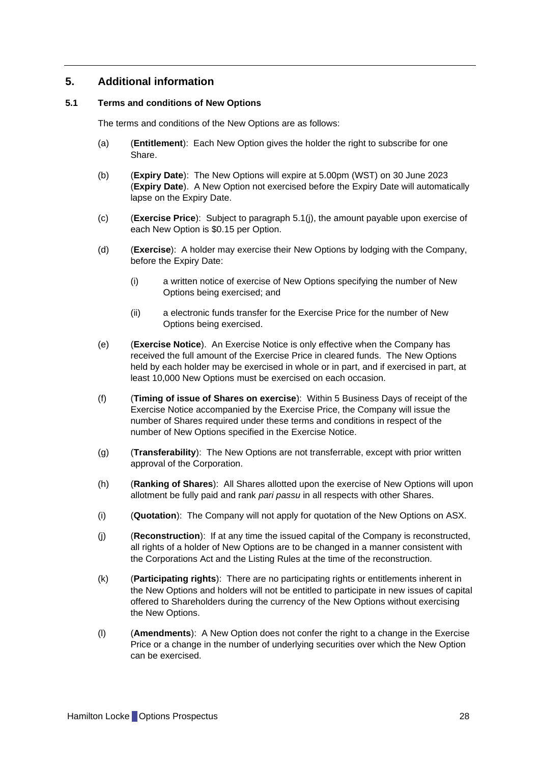# 5. Additional information

## 5.1 Terms and conditions of New Options

The terms and conditions of the New Options are as follows:

(a) (**Entitlement**): Each New Option gives the holder the right to subscribe for one Share.

(b) (**Expiry Date**): The New Options will expire at 5.00pm (WST) on 30 June 2023 (**Expiry Date**). A New Option not exercised before the Expiry Date will automatically lapse on the Expiry Date.

(c) (**Exercise Price**): Subject to paragraph 5.1(j), the amount payable upon exercise of each New Option is $0.15 per Option.

(d) (**Exercise**): A holder may exercise their New Options by lodging with the Company, before the Expiry Date:

  (i) a written notice of exercise of New Options specifying the number of New Options being exercised; and

  (ii) a electronic funds transfer for the Exercise Price for the number of New Options being exercised.

(e) (**Exercise Notice**). An Exercise Notice is only effective when the Company has received the full amount of the Exercise Price in cleared funds. The New Options held by each holder may be exercised in whole or in part, and if exercised in part, at least 10,000 New Options must be exercised on each occasion.

(f) (**Timing of issue of Shares on exercise**): Within 5 Business Days of receipt of the Exercise Notice accompanied by the Exercise Price, the Company will issue the number of Shares required under these terms and conditions in respect of the number of New Options specified in the Exercise Notice.

(g) (**Transferability**): The New Options are not transferrable, except with prior written approval of the Corporation.

(h) (**Ranking of Shares**): All Shares allotted upon the exercise of New Options will upon allotment be fully paid and rank *pari passu* in all respects with other Shares.

(i) (**Quotation**): The Company will not apply for quotation of the New Options on ASX.

(j) (**Reconstruction**): If at any time the issued capital of the Company is reconstructed, all rights of a holder of New Options are to be changed in a manner consistent with the Corporations Act and the Listing Rules at the time of the reconstruction.

(k) (**Participating rights**): There are no participating rights or entitlements inherent in the New Options and holders will not be entitled to participate in new issues of capital offered to Shareholders during the currency of the New Options without exercising the New Options.

(l) (**Amendments**): A New Option does not confer the right to a change in the Exercise Price or a change in the number of underlying securities over which the New Option can be exercised.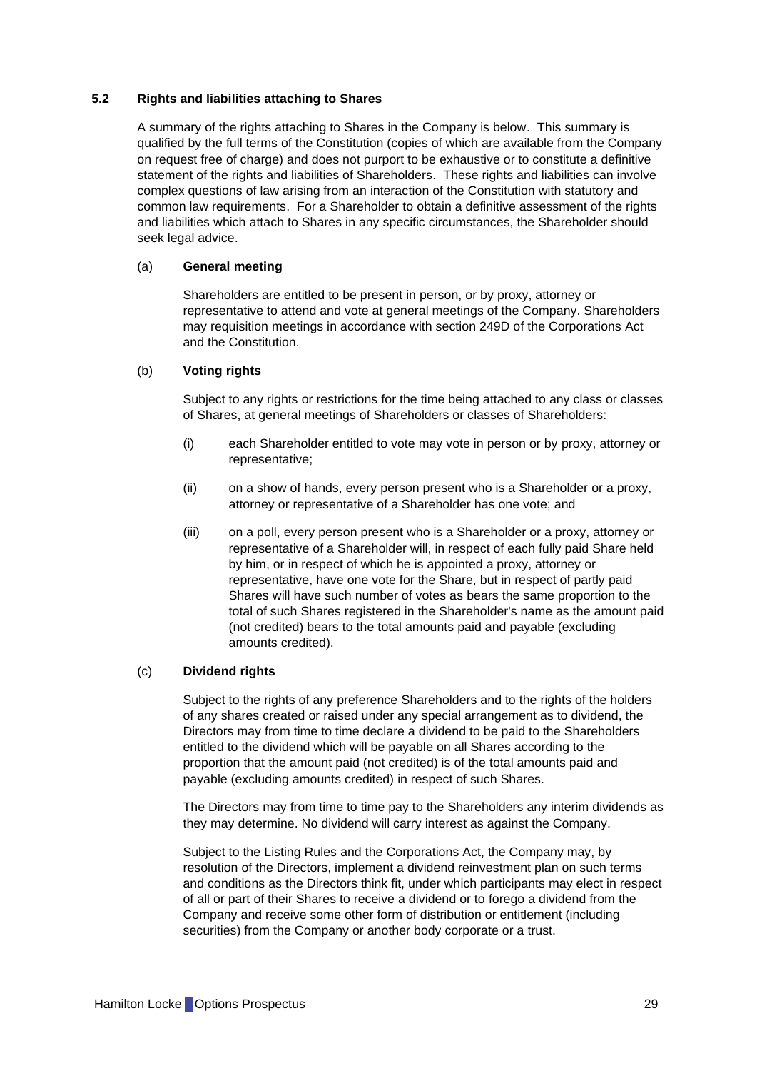### 5.2 Rights and liabilities attaching to Shares

A summary of the rights attaching to Shares in the Company is below. This summary is qualified by the full terms of the Constitution (copies of which are available from the Company on request free of charge) and does not purport to be exhaustive or to constitute a definitive statement of the rights and liabilities of Shareholders. These rights and liabilities can involve complex questions of law arising from an interaction of the Constitution with statutory and common law requirements. For a Shareholder to obtain a definitive assessment of the rights and liabilities which attach to Shares in any specific circumstances, the Shareholder should seek legal advice.

(a) **General meeting**

Shareholders are entitled to be present in person, or by proxy, attorney or representative to attend and vote at general meetings of the Company. Shareholders may requisition meetings in accordance with section 249D of the Corporations Act and the Constitution.

(b) **Voting rights**

Subject to any rights or restrictions for the time being attached to any class or classes of Shares, at general meetings of Shareholders or classes of Shareholders:

(i) each Shareholder entitled to vote may vote in person or by proxy, attorney or representative;

(ii) on a show of hands, every person present who is a Shareholder or a proxy, attorney or representative of a Shareholder has one vote; and

(iii) on a poll, every person present who is a Shareholder or a proxy, attorney or representative of a Shareholder will, in respect of each fully paid Share held by him, or in respect of which he is appointed a proxy, attorney or representative, have one vote for the Share, but in respect of partly paid Shares will have such number of votes as bears the same proportion to the total of such Shares registered in the Shareholder's name as the amount paid (not credited) bears to the total amounts paid and payable (excluding amounts credited).

(c) **Dividend rights**

Subject to the rights of any preference Shareholders and to the rights of the holders of any shares created or raised under any special arrangement as to dividend, the Directors may from time to time declare a dividend to be paid to the Shareholders entitled to the dividend which will be payable on all Shares according to the proportion that the amount paid (not credited) is of the total amounts paid and payable (excluding amounts credited) in respect of such Shares.

The Directors may from time to time pay to the Shareholders any interim dividends as they may determine. No dividend will carry interest as against the Company.

Subject to the Listing Rules and the Corporations Act, the Company may, by resolution of the Directors, implement a dividend reinvestment plan on such terms and conditions as the Directors think fit, under which participants may elect in respect of all or part of their Shares to receive a dividend or to forego a dividend from the Company and receive some other form of distribution or entitlement (including securities) from the Company or another body corporate or a trust.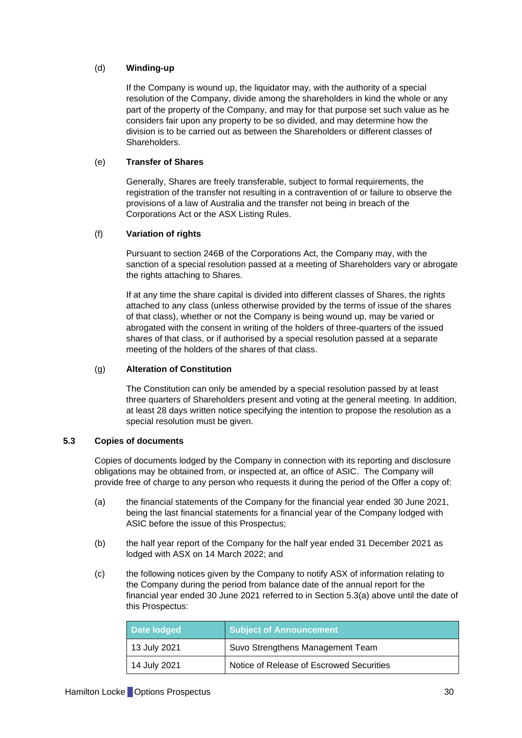(d) **Winding-up**

If the Company is wound up, the liquidator may, with the authority of a special resolution of the Company, divide among the shareholders in kind the whole or any part of the property of the Company, and may for that purpose set such value as he considers fair upon any property to be so divided, and may determine how the division is to be carried out as between the Shareholders or different classes of Shareholders.

(e) **Transfer of Shares**

Generally, Shares are freely transferable, subject to formal requirements, the registration of the transfer not resulting in a contravention of or failure to observe the provisions of a law of Australia and the transfer not being in breach of the Corporations Act or the ASX Listing Rules.

(f) **Variation of rights**

Pursuant to section 246B of the Corporations Act, the Company may, with the sanction of a special resolution passed at a meeting of Shareholders vary or abrogate the rights attaching to Shares.

If at any time the share capital is divided into different classes of Shares, the rights attached to any class (unless otherwise provided by the terms of issue of the shares of that class), whether or not the Company is being wound up, may be varied or abrogated with the consent in writing of the holders of three-quarters of the issued shares of that class, or if authorised by a special resolution passed at a separate meeting of the holders of the shares of that class.

(g) **Alteration of Constitution**

The Constitution can only be amended by a special resolution passed by at least three quarters of Shareholders present and voting at the general meeting. In addition, at least 28 days written notice specifying the intention to propose the resolution as a special resolution must be given.

## 5.3 Copies of documents

Copies of documents lodged by the Company in connection with its reporting and disclosure obligations may be obtained from, or inspected at, an office of ASIC. The Company will provide free of charge to any person who requests it during the period of the Offer a copy of:

(a) the financial statements of the Company for the financial year ended 30 June 2021, being the last financial statements for a financial year of the Company lodged with ASIC before the issue of this Prospectus;

(b) the half year report of the Company for the half year ended 31 December 2021 as lodged with ASX on 14 March 2022; and

(c) the following notices given by the Company to notify ASX of information relating to the Company during the period from balance date of the annual report for the financial year ended 30 June 2021 referred to in Section 5.3(a) above until the date of this Prospectus:

| Date lodged | Subject of Announcement |
|---|---|
| 13 July 2021 | Suvo Strengthens Management Team |
| 14 July 2021 | Notice of Release of Escrowed Securities |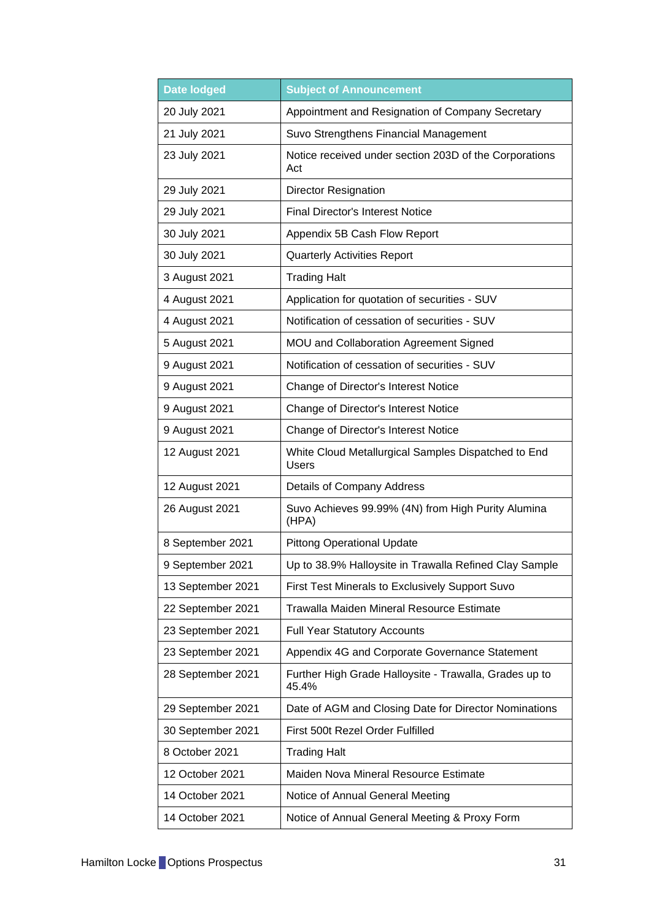| Date lodged | Subject of Announcement |
| --- | --- |
| 20 July 2021 | Appointment and Resignation of Company Secretary |
| 21 July 2021 | Suvo Strengthens Financial Management |
| 23 July 2021 | Notice received under section 203D of the Corporations Act |
| 29 July 2021 | Director Resignation |
| 29 July 2021 | Final Director's Interest Notice |
| 30 July 2021 | Appendix 5B Cash Flow Report |
| 30 July 2021 | Quarterly Activities Report |
| 3 August 2021 | Trading Halt |
| 4 August 2021 | Application for quotation of securities - SUV |
| 4 August 2021 | Notification of cessation of securities - SUV |
| 5 August 2021 | MOU and Collaboration Agreement Signed |
| 9 August 2021 | Notification of cessation of securities - SUV |
| 9 August 2021 | Change of Director's Interest Notice |
| 9 August 2021 | Change of Director's Interest Notice |
| 9 August 2021 | Change of Director's Interest Notice |
| 12 August 2021 | White Cloud Metallurgical Samples Dispatched to End Users |
| 12 August 2021 | Details of Company Address |
| 26 August 2021 | Suvo Achieves 99.99% (4N) from High Purity Alumina (HPA) |
| 8 September 2021 | Pittong Operational Update |
| 9 September 2021 | Up to 38.9% Halloysite in Trawalla Refined Clay Sample |
| 13 September 2021 | First Test Minerals to Exclusively Support Suvo |
| 22 September 2021 | Trawalla Maiden Mineral Resource Estimate |
| 23 September 2021 | Full Year Statutory Accounts |
| 23 September 2021 | Appendix 4G and Corporate Governance Statement |
| 28 September 2021 | Further High Grade Halloysite - Trawalla, Grades up to 45.4% |
| 29 September 2021 | Date of AGM and Closing Date for Director Nominations |
| 30 September 2021 | First 500t Rezel Order Fulfilled |
| 8 October 2021 | Trading Halt |
| 12 October 2021 | Maiden Nova Mineral Resource Estimate |
| 14 October 2021 | Notice of Annual General Meeting |
| 14 October 2021 | Notice of Annual General Meeting & Proxy Form |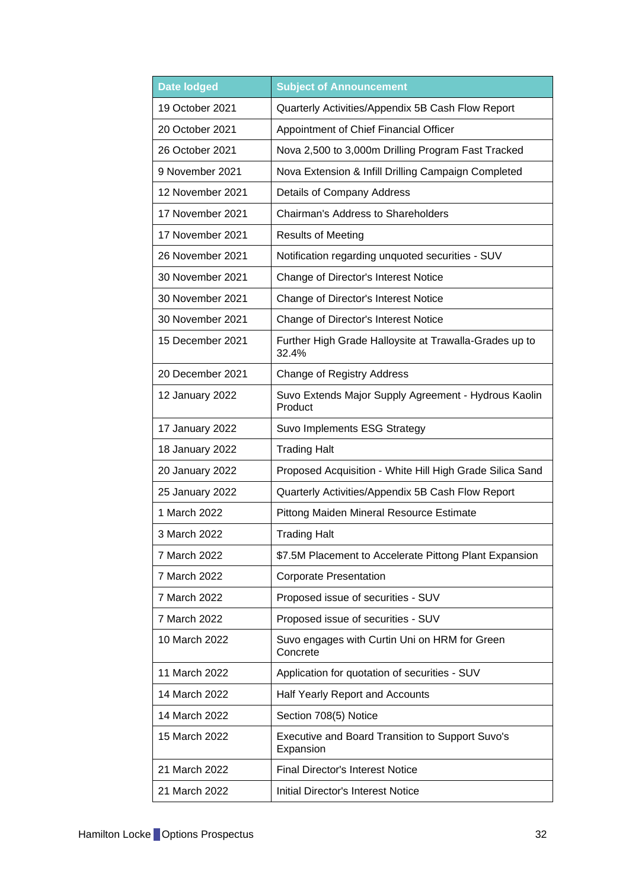| Date lodged | Subject of Announcement |
|---|---|
| 19 October 2021 | Quarterly Activities/Appendix 5B Cash Flow Report |
| 20 October 2021 | Appointment of Chief Financial Officer |
| 26 October 2021 | Nova 2,500 to 3,000m Drilling Program Fast Tracked |
| 9 November 2021 | Nova Extension & Infill Drilling Campaign Completed |
| 12 November 2021 | Details of Company Address |
| 17 November 2021 | Chairman's Address to Shareholders |
| 17 November 2021 | Results of Meeting |
| 26 November 2021 | Notification regarding unquoted securities - SUV |
| 30 November 2021 | Change of Director's Interest Notice |
| 30 November 2021 | Change of Director's Interest Notice |
| 30 November 2021 | Change of Director's Interest Notice |
| 15 December 2021 | Further High Grade Halloysite at Trawalla-Grades up to 32.4% |
| 20 December 2021 | Change of Registry Address |
| 12 January 2022 | Suvo Extends Major Supply Agreement - Hydrous Kaolin Product |
| 17 January 2022 | Suvo Implements ESG Strategy |
| 18 January 2022 | Trading Halt |
| 20 January 2022 | Proposed Acquisition - White Hill High Grade Silica Sand |
| 25 January 2022 | Quarterly Activities/Appendix 5B Cash Flow Report |
| 1 March 2022 | Pittong Maiden Mineral Resource Estimate |
| 3 March 2022 | Trading Halt |
| 7 March 2022 | $7.5M Placement to Accelerate Pittong Plant Expansion |
| 7 March 2022 | Corporate Presentation |
| 7 March 2022 | Proposed issue of securities - SUV |
| 7 March 2022 | Proposed issue of securities - SUV |
| 10 March 2022 | Suvo engages with Curtin Uni on HRM for Green Concrete |
| 11 March 2022 | Application for quotation of securities - SUV |
| 14 March 2022 | Half Yearly Report and Accounts |
| 14 March 2022 | Section 708(5) Notice |
| 15 March 2022 | Executive and Board Transition to Support Suvo's Expansion |
| 21 March 2022 | Final Director's Interest Notice |
| 21 March 2022 | Initial Director's Interest Notice |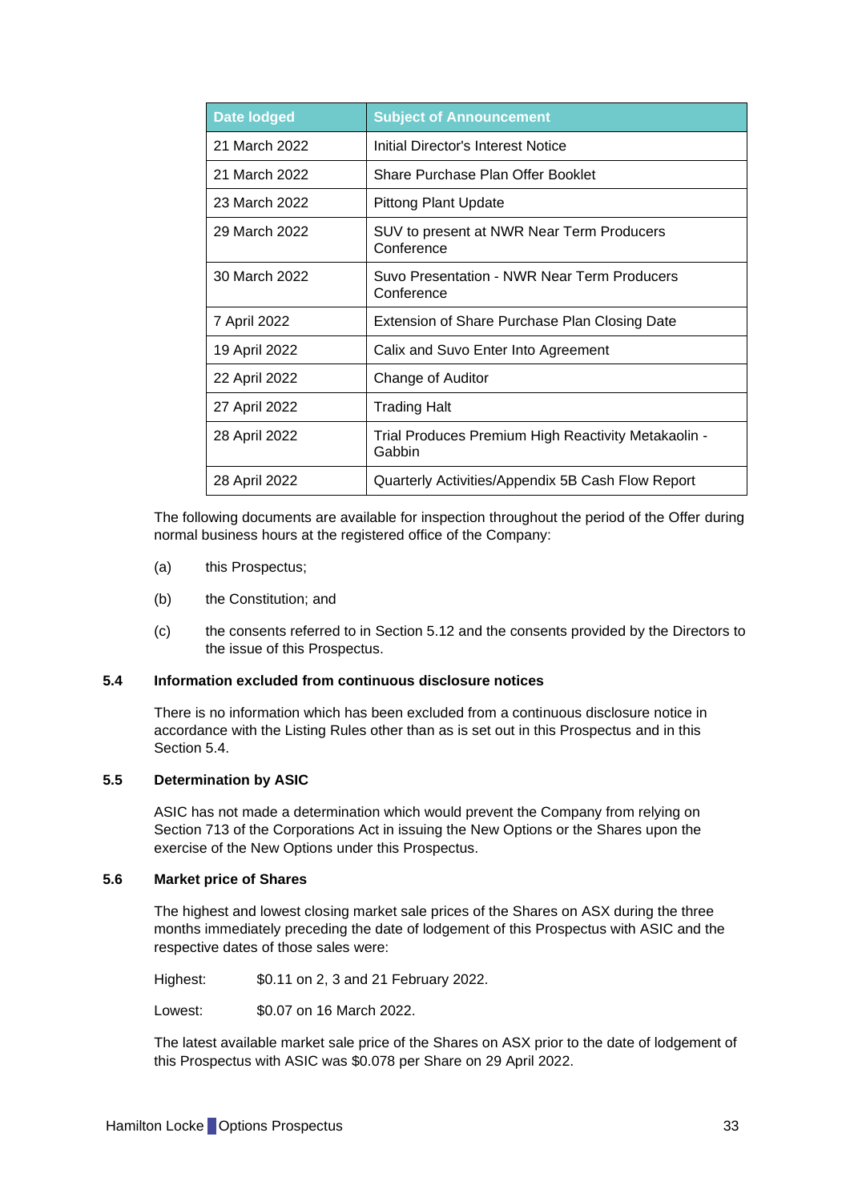| Date lodged | Subject of Announcement |
|---|---|
| 21 March 2022 | Initial Director's Interest Notice |
| 21 March 2022 | Share Purchase Plan Offer Booklet |
| 23 March 2022 | Pittong Plant Update |
| 29 March 2022 | SUV to present at NWR Near Term Producers Conference |
| 30 March 2022 | Suvo Presentation - NWR Near Term Producers Conference |
| 7 April 2022 | Extension of Share Purchase Plan Closing Date |
| 19 April 2022 | Calix and Suvo Enter Into Agreement |
| 22 April 2022 | Change of Auditor |
| 27 April 2022 | Trading Halt |
| 28 April 2022 | Trial Produces Premium High Reactivity Metakaolin - Gabbin |
| 28 April 2022 | Quarterly Activities/Appendix 5B Cash Flow Report |

The following documents are available for inspection throughout the period of the Offer during normal business hours at the registered office of the Company:

(a) this Prospectus;

(b) the Constitution; and

(c) the consents referred to in Section 5.12 and the consents provided by the Directors to the issue of this Prospectus.

### 5.4 Information excluded from continuous disclosure notices

There is no information which has been excluded from a continuous disclosure notice in accordance with the Listing Rules other than as is set out in this Prospectus and in this Section 5.4.

### 5.5 Determination by ASIC

ASIC has not made a determination which would prevent the Company from relying on Section 713 of the Corporations Act in issuing the New Options or the Shares upon the exercise of the New Options under this Prospectus.

### 5.6 Market price of Shares

The highest and lowest closing market sale prices of the Shares on ASX during the three months immediately preceding the date of lodgement of this Prospectus with ASIC and the respective dates of those sales were:

Highest: $0.11 on 2, 3 and 21 February 2022.

Lowest: $0.07 on 16 March 2022.

The latest available market sale price of the Shares on ASX prior to the date of lodgement of this Prospectus with ASIC was $0.078 per Share on 29 April 2022.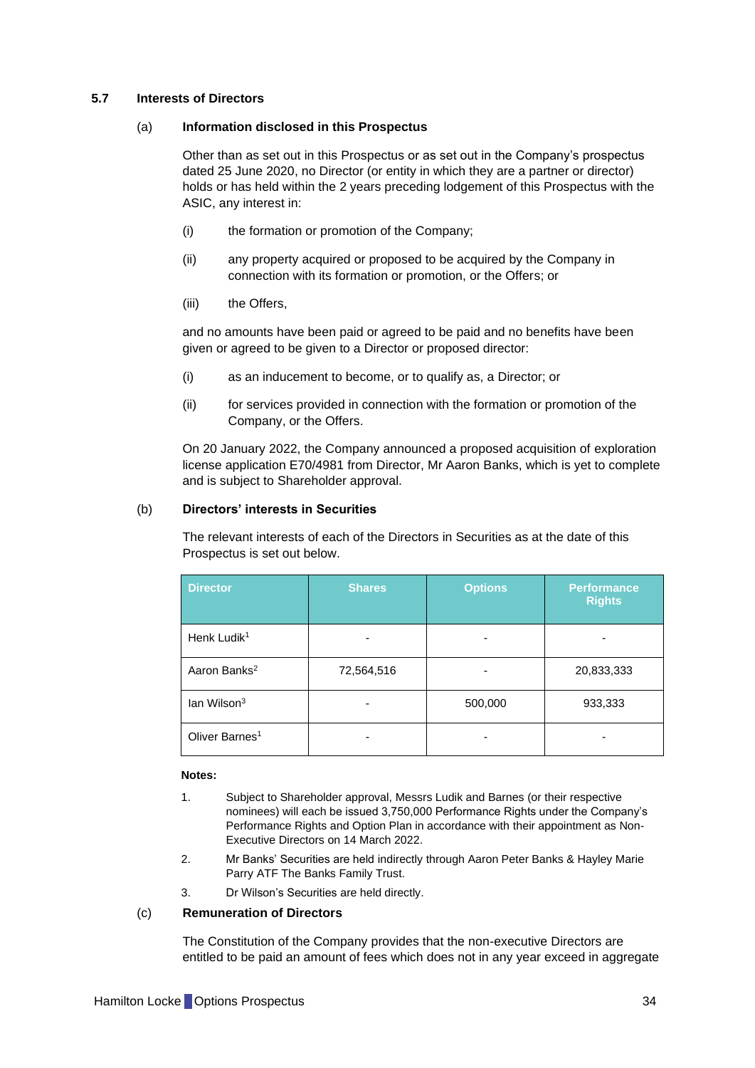### 5.7 Interests of Directors

#### (a) Information disclosed in this Prospectus

Other than as set out in this Prospectus or as set out in the Company's prospectus dated 25 June 2020, no Director (or entity in which they are a partner or director) holds or has held within the 2 years preceding lodgement of this Prospectus with the ASIC, any interest in:

(i) the formation or promotion of the Company;

(ii) any property acquired or proposed to be acquired by the Company in connection with its formation or promotion, or the Offers; or

(iii) the Offers,

and no amounts have been paid or agreed to be paid and no benefits have been given or agreed to be given to a Director or proposed director:

(i) as an inducement to become, or to qualify as, a Director; or

(ii) for services provided in connection with the formation or promotion of the Company, or the Offers.

On 20 January 2022, the Company announced a proposed acquisition of exploration license application E70/4981 from Director, Mr Aaron Banks, which is yet to complete and is subject to Shareholder approval.

#### (b) Directors' interests in Securities

The relevant interests of each of the Directors in Securities as at the date of this Prospectus is set out below.

| Director | Shares | Options | Performance Rights |
|---|---|---|---|
| Henk Ludik[1] | - | - | - |
| Aaron Banks[2] | 72,564,516 | - | 20,833,333 |
| Ian Wilson[3] | - | 500,000 | 933,333 |
| Oliver Barnes[1] | - | - | - |

**Notes:**

1. Subject to Shareholder approval, Messrs Ludik and Barnes (or their respective nominees) will each be issued 3,750,000 Performance Rights under the Company's Performance Rights and Option Plan in accordance with their appointment as Non-Executive Directors on 14 March 2022.
2. Mr Banks' Securities are held indirectly through Aaron Peter Banks & Hayley Marie Parry ATF The Banks Family Trust.
3. Dr Wilson's Securities are held directly.

#### (c) Remuneration of Directors

The Constitution of the Company provides that the non-executive Directors are entitled to be paid an amount of fees which does not in any year exceed in aggregate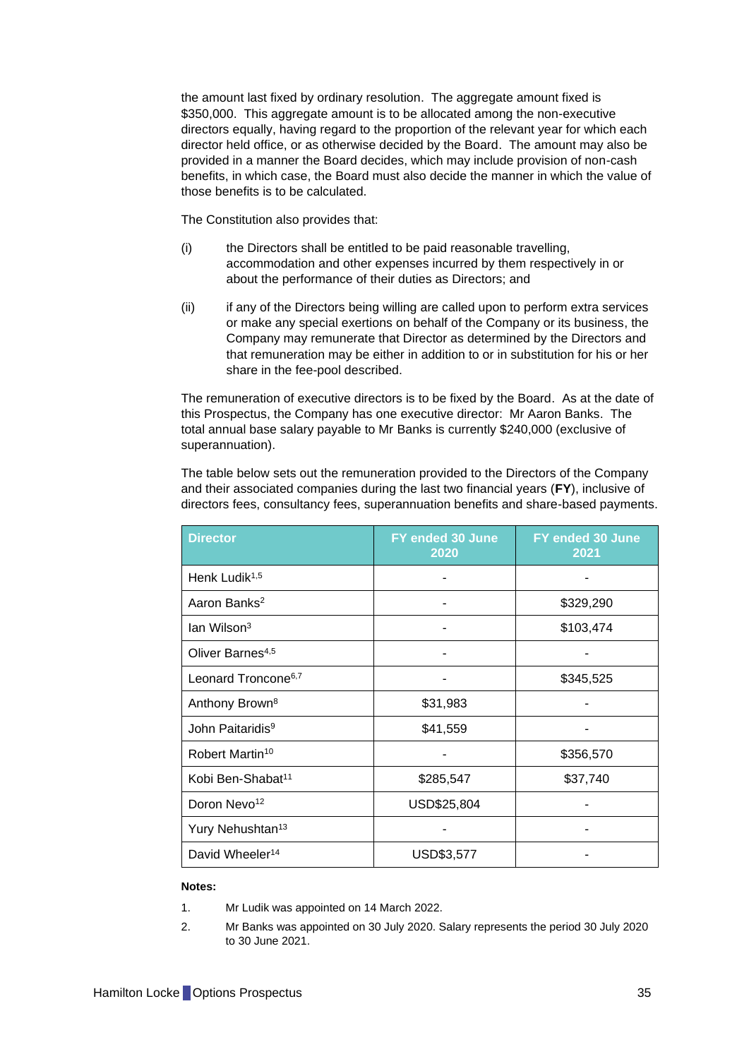the amount last fixed by ordinary resolution. The aggregate amount fixed is $350,000. This aggregate amount is to be allocated among the non-executive directors equally, having regard to the proportion of the relevant year for which each director held office, or as otherwise decided by the Board. The amount may also be provided in a manner the Board decides, which may include provision of non-cash benefits, in which case, the Board must also decide the manner in which the value of those benefits is to be calculated.

The Constitution also provides that:

(i) the Directors shall be entitled to be paid reasonable travelling, accommodation and other expenses incurred by them respectively in or about the performance of their duties as Directors; and

(ii) if any of the Directors being willing are called upon to perform extra services or make any special exertions on behalf of the Company or its business, the Company may remunerate that Director as determined by the Directors and that remuneration may be either in addition to or in substitution for his or her share in the fee-pool described.

The remuneration of executive directors is to be fixed by the Board. As at the date of this Prospectus, the Company has one executive director: Mr Aaron Banks. The total annual base salary payable to Mr Banks is currently $240,000 (exclusive of superannuation).

The table below sets out the remuneration provided to the Directors of the Company and their associated companies during the last two financial years (**FY**), inclusive of directors fees, consultancy fees, superannuation benefits and share-based payments.

| Director | FY ended 30 June 2020 | FY ended 30 June 2021 |
|---|---|---|
| Henk Ludik[1,5] | - | - |
| Aaron Banks[2] | - | $329,290 |
| Ian Wilson[3] | - | $103,474 |
| Oliver Barnes[4,5] | - | - |
| Leonard Troncone[6,7] | - | $345,525 |
| Anthony Brown[8] | $31,983 | - |
| John Paitaridis[9] | $41,559 | - |
| Robert Martin[10] | - | $356,570 |
| Kobi Ben-Shabat[11] | $285,547 | $37,740 |
| Doron Nevo[12] | USD$25,804 | - |
| Yury Nehushtan[13] | - | - |
| David Wheeler[14] | USD$3,577 | - |

**Notes:**

1. Mr Ludik was appointed on 14 March 2022.
2. Mr Banks was appointed on 30 July 2020. Salary represents the period 30 July 2020 to 30 June 2021.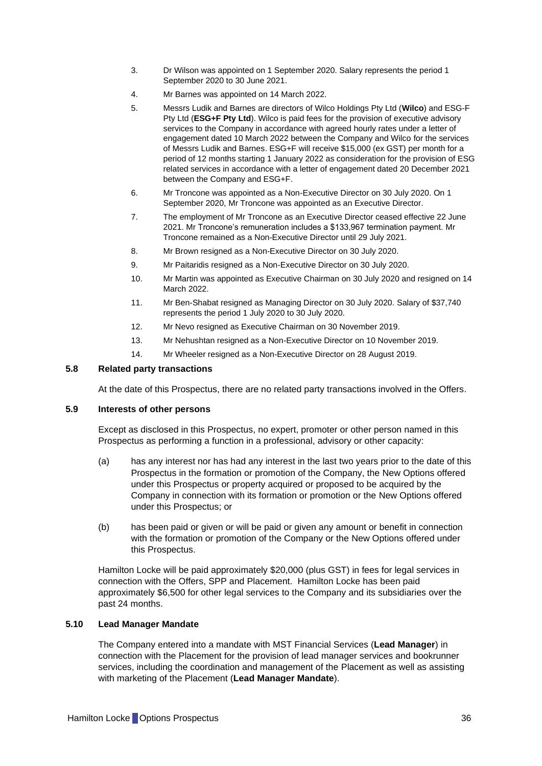3. Dr Wilson was appointed on 1 September 2020. Salary represents the period 1 September 2020 to 30 June 2021.

4. Mr Barnes was appointed on 14 March 2022.

5. Messrs Ludik and Barnes are directors of Wilco Holdings Pty Ltd (**Wilco**) and ESG-F Pty Ltd (**ESG+F Pty Ltd**). Wilco is paid fees for the provision of executive advisory services to the Company in accordance with agreed hourly rates under a letter of engagement dated 10 March 2022 between the Company and Wilco for the services of Messrs Ludik and Barnes. ESG+F will receive $15,000 (ex GST) per month for a period of 12 months starting 1 January 2022 as consideration for the provision of ESG related services in accordance with a letter of engagement dated 20 December 2021 between the Company and ESG+F.

6. Mr Troncone was appointed as a Non-Executive Director on 30 July 2020. On 1 September 2020, Mr Troncone was appointed as an Executive Director.

7. The employment of Mr Troncone as an Executive Director ceased effective 22 June 2021. Mr Troncone's remuneration includes a $133,967 termination payment. Mr Troncone remained as a Non-Executive Director until 29 July 2021.

8. Mr Brown resigned as a Non-Executive Director on 30 July 2020.

9. Mr Paitaridis resigned as a Non-Executive Director on 30 July 2020.

10. Mr Martin was appointed as Executive Chairman on 30 July 2020 and resigned on 14 March 2022.

11. Mr Ben-Shabat resigned as Managing Director on 30 July 2020. Salary of $37,740 represents the period 1 July 2020 to 30 July 2020.

12. Mr Nevo resigned as Executive Chairman on 30 November 2019.

13. Mr Nehushtan resigned as a Non-Executive Director on 10 November 2019.

14. Mr Wheeler resigned as a Non-Executive Director on 28 August 2019.

### 5.8 Related party transactions

At the date of this Prospectus, there are no related party transactions involved in the Offers.

### 5.9 Interests of other persons

Except as disclosed in this Prospectus, no expert, promoter or other person named in this Prospectus as performing a function in a professional, advisory or other capacity:

(a) has any interest nor has had any interest in the last two years prior to the date of this Prospectus in the formation or promotion of the Company, the New Options offered under this Prospectus or property acquired or proposed to be acquired by the Company in connection with its formation or promotion or the New Options offered under this Prospectus; or

(b) has been paid or given or will be paid or given any amount or benefit in connection with the formation or promotion of the Company or the New Options offered under this Prospectus.

Hamilton Locke will be paid approximately $20,000 (plus GST) in fees for legal services in connection with the Offers, SPP and Placement. Hamilton Locke has been paid approximately $6,500 for other legal services to the Company and its subsidiaries over the past 24 months.

### 5.10 Lead Manager Mandate

The Company entered into a mandate with MST Financial Services (**Lead Manager**) in connection with the Placement for the provision of lead manager services and bookrunner services, including the coordination and management of the Placement as well as assisting with marketing of the Placement (**Lead Manager Mandate**).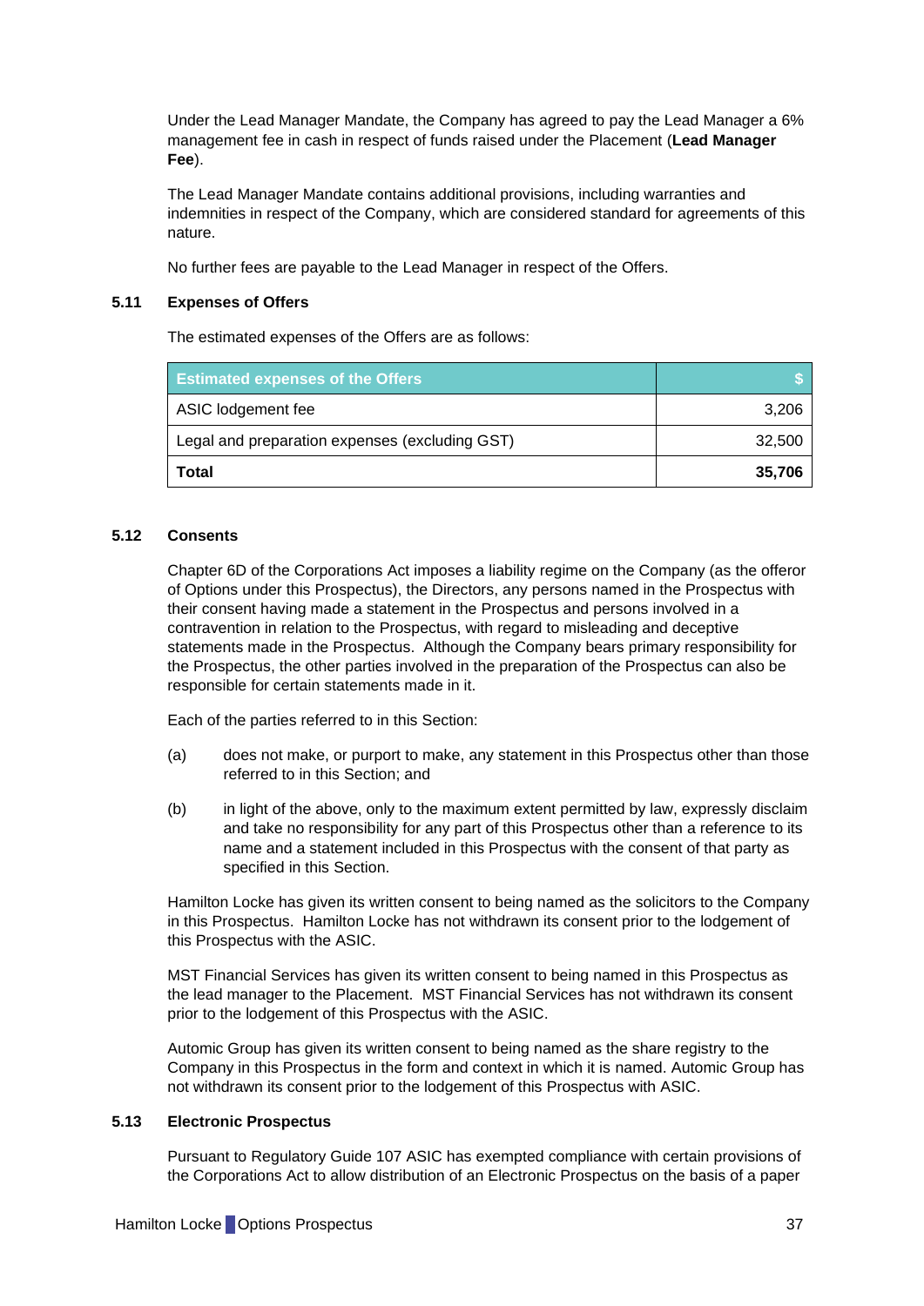Under the Lead Manager Mandate, the Company has agreed to pay the Lead Manager a 6% management fee in cash in respect of funds raised under the Placement (**Lead Manager Fee**).

The Lead Manager Mandate contains additional provisions, including warranties and indemnities in respect of the Company, which are considered standard for agreements of this nature.

No further fees are payable to the Lead Manager in respect of the Offers.

### 5.11 Expenses of Offers

The estimated expenses of the Offers are as follows:

| Estimated expenses of the Offers | $ |
|---|---:|
| ASIC lodgement fee | 3,206 |
| Legal and preparation expenses (excluding GST) | 32,500 |
| **Total** | **35,706** |

### 5.12 Consents

Chapter 6D of the Corporations Act imposes a liability regime on the Company (as the offeror of Options under this Prospectus), the Directors, any persons named in the Prospectus with their consent having made a statement in the Prospectus and persons involved in a contravention in relation to the Prospectus, with regard to misleading and deceptive statements made in the Prospectus. Although the Company bears primary responsibility for the Prospectus, the other parties involved in the preparation of the Prospectus can also be responsible for certain statements made in it.

Each of the parties referred to in this Section:

(a) does not make, or purport to make, any statement in this Prospectus other than those referred to in this Section; and

(b) in light of the above, only to the maximum extent permitted by law, expressly disclaim and take no responsibility for any part of this Prospectus other than a reference to its name and a statement included in this Prospectus with the consent of that party as specified in this Section.

Hamilton Locke has given its written consent to being named as the solicitors to the Company in this Prospectus. Hamilton Locke has not withdrawn its consent prior to the lodgement of this Prospectus with the ASIC.

MST Financial Services has given its written consent to being named in this Prospectus as the lead manager to the Placement. MST Financial Services has not withdrawn its consent prior to the lodgement of this Prospectus with the ASIC.

Automic Group has given its written consent to being named as the share registry to the Company in this Prospectus in the form and context in which it is named. Automic Group has not withdrawn its consent prior to the lodgement of this Prospectus with ASIC.

### 5.13 Electronic Prospectus

Pursuant to Regulatory Guide 107 ASIC has exempted compliance with certain provisions of the Corporations Act to allow distribution of an Electronic Prospectus on the basis of a paper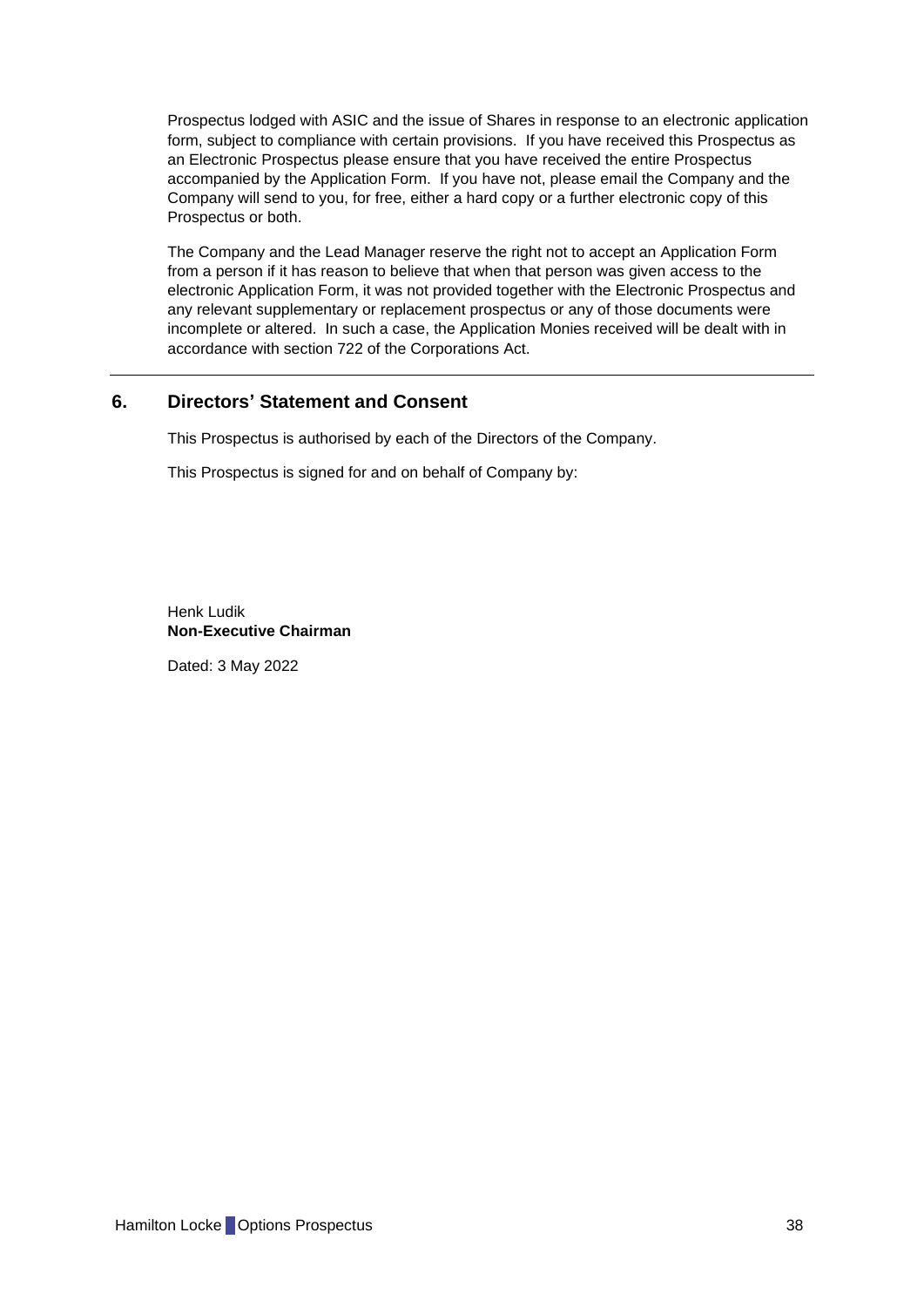Prospectus lodged with ASIC and the issue of Shares in response to an electronic application form, subject to compliance with certain provisions. If you have received this Prospectus as an Electronic Prospectus please ensure that you have received the entire Prospectus accompanied by the Application Form. If you have not, please email the Company and the Company will send to you, for free, either a hard copy or a further electronic copy of this Prospectus or both.

The Company and the Lead Manager reserve the right not to accept an Application Form from a person if it has reason to believe that when that person was given access to the electronic Application Form, it was not provided together with the Electronic Prospectus and any relevant supplementary or replacement prospectus or any of those documents were incomplete or altered. In such a case, the Application Monies received will be dealt with in accordance with section 722 of the Corporations Act.

## 6. Directors' Statement and Consent

This Prospectus is authorised by each of the Directors of the Company.

This Prospectus is signed for and on behalf of Company by:

Henk Ludik
**Non-Executive Chairman**

Dated: 3 May 2022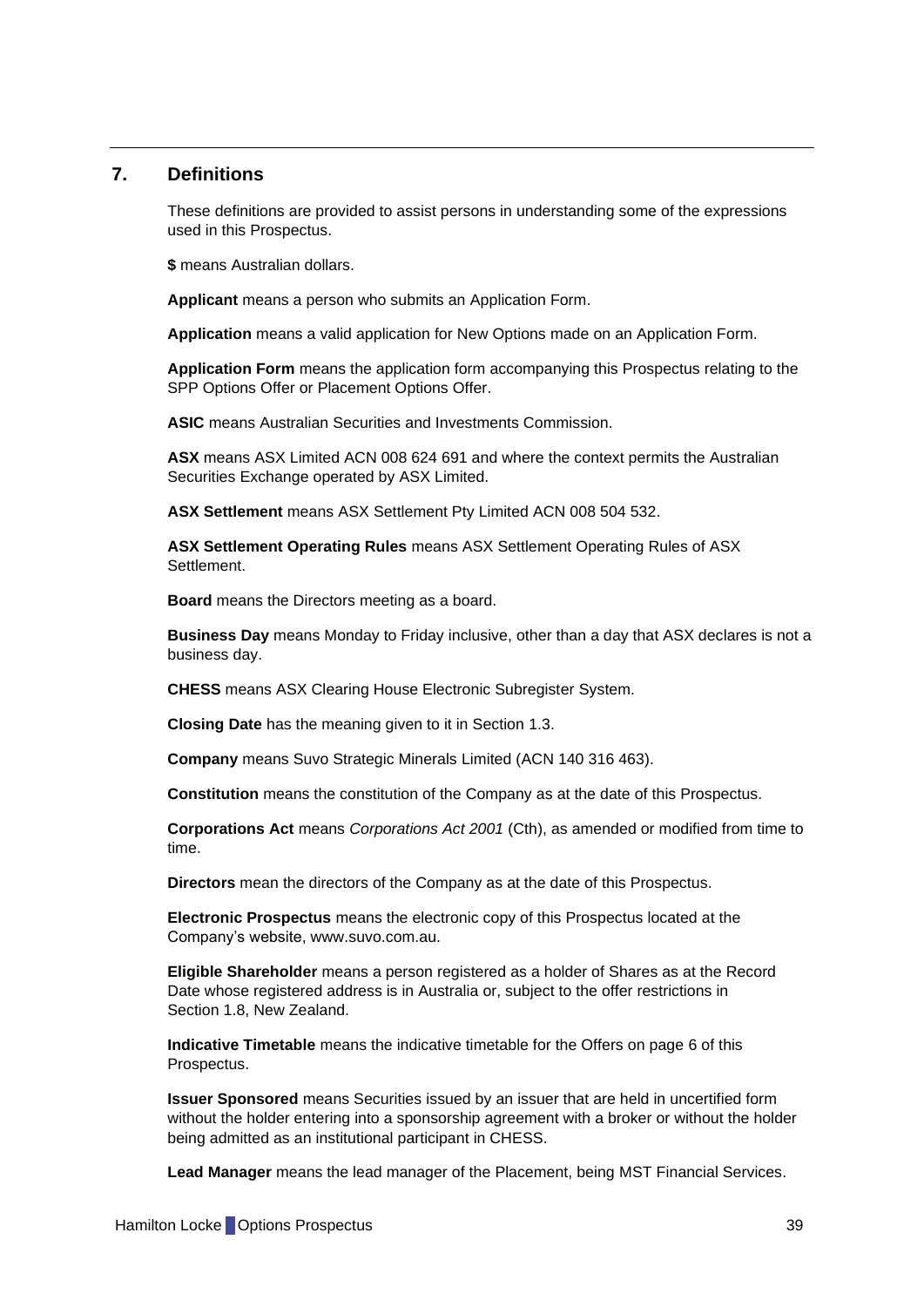## 7. Definitions

These definitions are provided to assist persons in understanding some of the expressions used in this Prospectus.

**$** means Australian dollars.

**Applicant** means a person who submits an Application Form.

**Application** means a valid application for New Options made on an Application Form.

**Application Form** means the application form accompanying this Prospectus relating to the SPP Options Offer or Placement Options Offer.

**ASIC** means Australian Securities and Investments Commission.

**ASX** means ASX Limited ACN 008 624 691 and where the context permits the Australian Securities Exchange operated by ASX Limited.

**ASX Settlement** means ASX Settlement Pty Limited ACN 008 504 532.

**ASX Settlement Operating Rules** means ASX Settlement Operating Rules of ASX Settlement.

**Board** means the Directors meeting as a board.

**Business Day** means Monday to Friday inclusive, other than a day that ASX declares is not a business day.

**CHESS** means ASX Clearing House Electronic Subregister System.

**Closing Date** has the meaning given to it in Section 1.3.

**Company** means Suvo Strategic Minerals Limited (ACN 140 316 463).

**Constitution** means the constitution of the Company as at the date of this Prospectus.

**Corporations Act** means *Corporations Act 2001* (Cth), as amended or modified from time to time.

**Directors** mean the directors of the Company as at the date of this Prospectus.

**Electronic Prospectus** means the electronic copy of this Prospectus located at the Company's website, www.suvo.com.au.

**Eligible Shareholder** means a person registered as a holder of Shares as at the Record Date whose registered address is in Australia or, subject to the offer restrictions in Section 1.8, New Zealand.

**Indicative Timetable** means the indicative timetable for the Offers on page 6 of this Prospectus.

**Issuer Sponsored** means Securities issued by an issuer that are held in uncertified form without the holder entering into a sponsorship agreement with a broker or without the holder being admitted as an institutional participant in CHESS.

**Lead Manager** means the lead manager of the Placement, being MST Financial Services.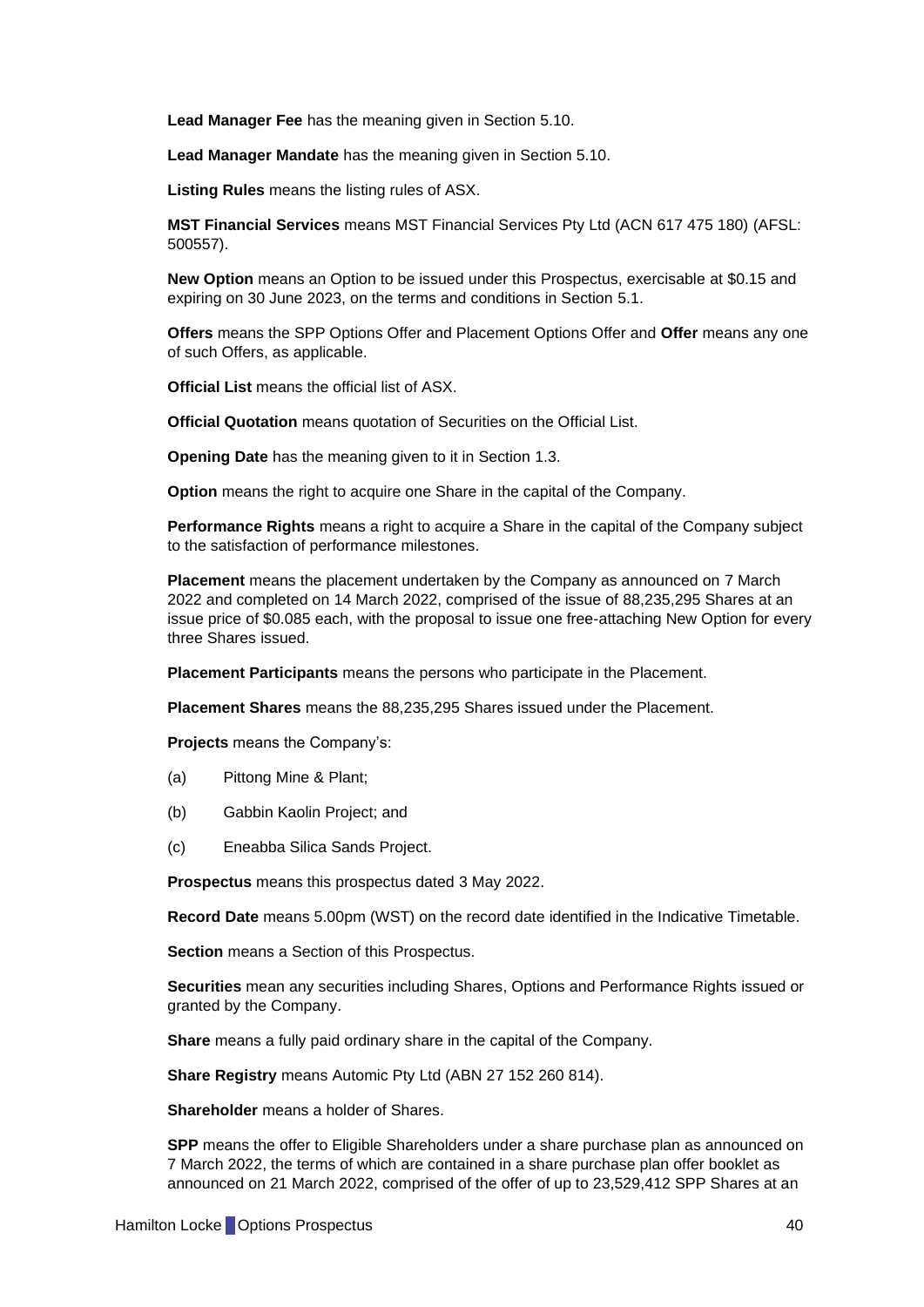**Lead Manager Fee** has the meaning given in Section 5.10.

**Lead Manager Mandate** has the meaning given in Section 5.10.

**Listing Rules** means the listing rules of ASX.

**MST Financial Services** means MST Financial Services Pty Ltd (ACN 617 475 180) (AFSL: 500557).

**New Option** means an Option to be issued under this Prospectus, exercisable at $0.15 and expiring on 30 June 2023, on the terms and conditions in Section 5.1.

**Offers** means the SPP Options Offer and Placement Options Offer and **Offer** means any one of such Offers, as applicable.

**Official List** means the official list of ASX.

**Official Quotation** means quotation of Securities on the Official List.

**Opening Date** has the meaning given to it in Section 1.3.

**Option** means the right to acquire one Share in the capital of the Company.

**Performance Rights** means a right to acquire a Share in the capital of the Company subject to the satisfaction of performance milestones.

**Placement** means the placement undertaken by the Company as announced on 7 March 2022 and completed on 14 March 2022, comprised of the issue of 88,235,295 Shares at an issue price of $0.085 each, with the proposal to issue one free-attaching New Option for every three Shares issued.

**Placement Participants** means the persons who participate in the Placement.

**Placement Shares** means the 88,235,295 Shares issued under the Placement.

**Projects** means the Company's:

(a) Pittong Mine & Plant;

(b) Gabbin Kaolin Project; and

(c) Eneabba Silica Sands Project.

**Prospectus** means this prospectus dated 3 May 2022.

**Record Date** means 5.00pm (WST) on the record date identified in the Indicative Timetable.

**Section** means a Section of this Prospectus.

**Securities** mean any securities including Shares, Options and Performance Rights issued or granted by the Company.

**Share** means a fully paid ordinary share in the capital of the Company.

**Share Registry** means Automic Pty Ltd (ABN 27 152 260 814).

**Shareholder** means a holder of Shares.

**SPP** means the offer to Eligible Shareholders under a share purchase plan as announced on 7 March 2022, the terms of which are contained in a share purchase plan offer booklet as announced on 21 March 2022, comprised of the offer of up to 23,529,412 SPP Shares at an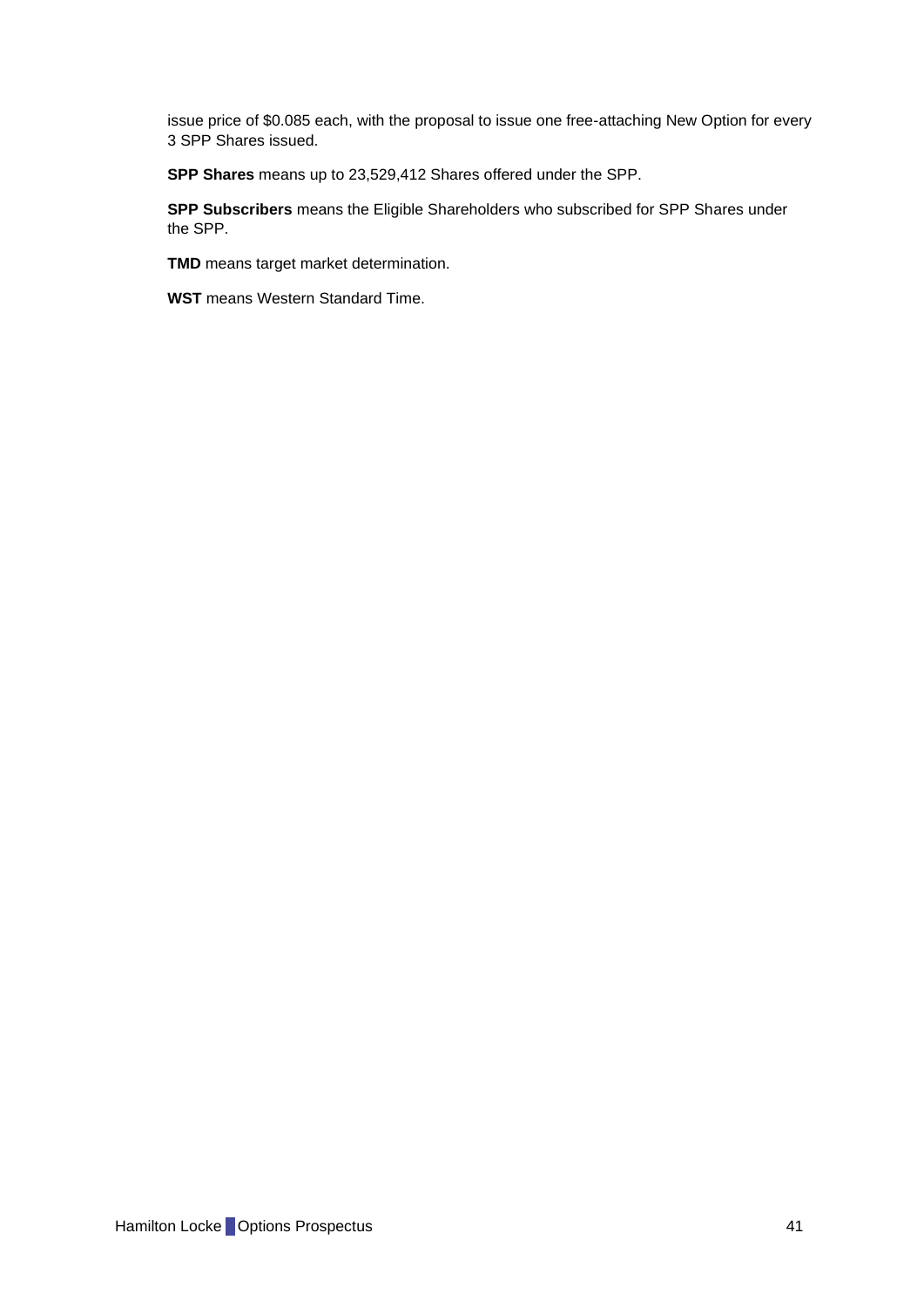issue price of $0.085 each, with the proposal to issue one free-attaching New Option for every 3 SPP Shares issued.

**SPP Shares** means up to 23,529,412 Shares offered under the SPP.

**SPP Subscribers** means the Eligible Shareholders who subscribed for SPP Shares under the SPP.

**TMD** means target market determination.

**WST** means Western Standard Time.